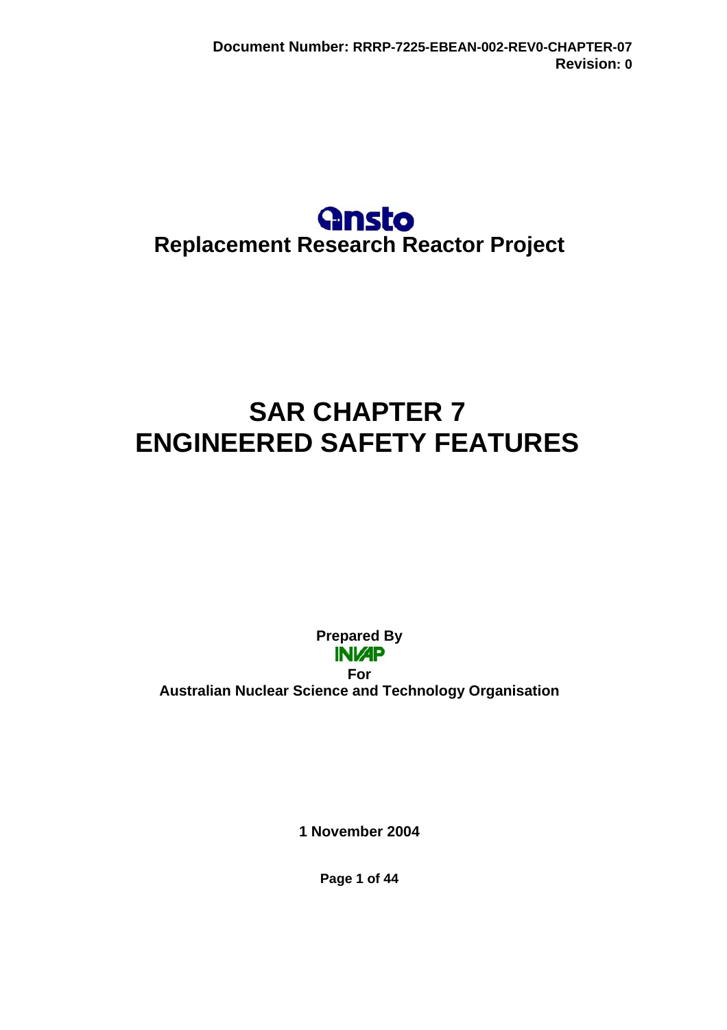Document Number: RRRP-7225-EBEAN-002-REV0-CHAPTER-07
Revision: 0

ansto

# Replacement Research Reactor Project

# SAR CHAPTER 7
# ENGINEERED SAFETY FEATURES

**Prepared By**

**INVAP**

**For**

**Australian Nuclear Science and Technology Organisation**

**1 November 2004**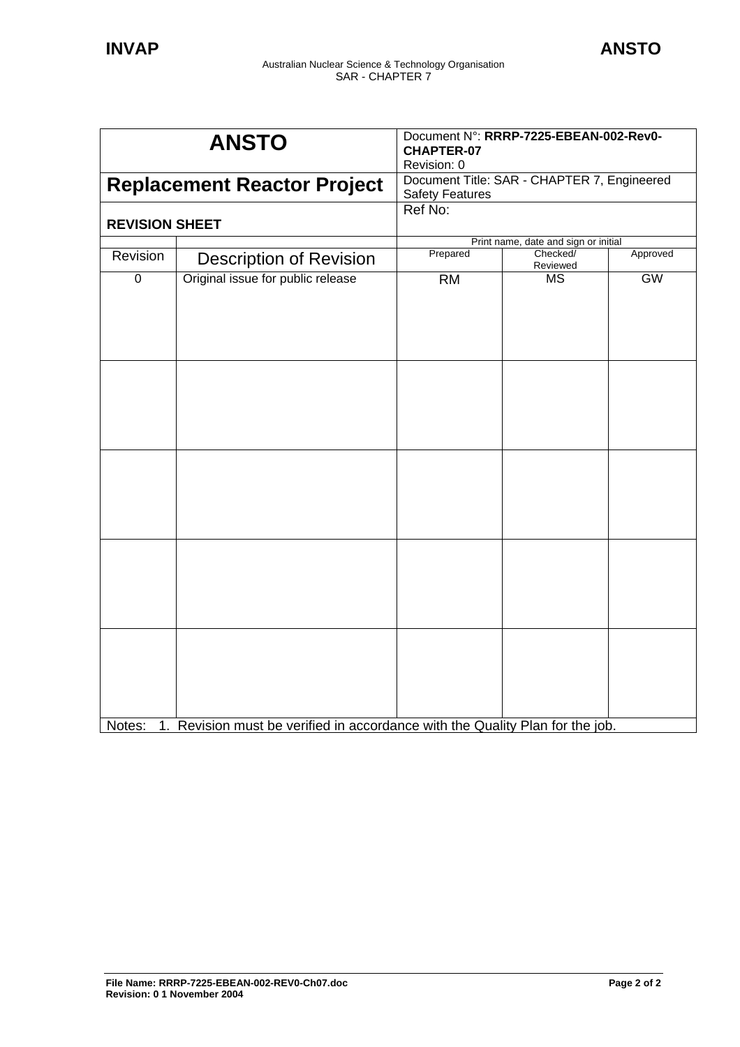| ANSTO | | Document N°: **RRRP-7225-EBEAN-002-Rev0-CHAPTER-07**<br>Revision: 0 | | |
|---|---|---|---|---|
| **Replacement Reactor Project** | | Document Title: SAR - CHAPTER 7, Engineered Safety Features | | |
| **REVISION SHEET** | | Ref No: | | |
| | | Print name, date and sign or initial | | |
| Revision | Description of Revision | Prepared | Checked/ Reviewed | Approved |
| 0 | Original issue for public release | RM | MS | GW |
| | | | | |
| | | | | |
| | | | | |
| | | | | |

Notes: 1. Revision must be verified in accordance with the Quality Plan for the job.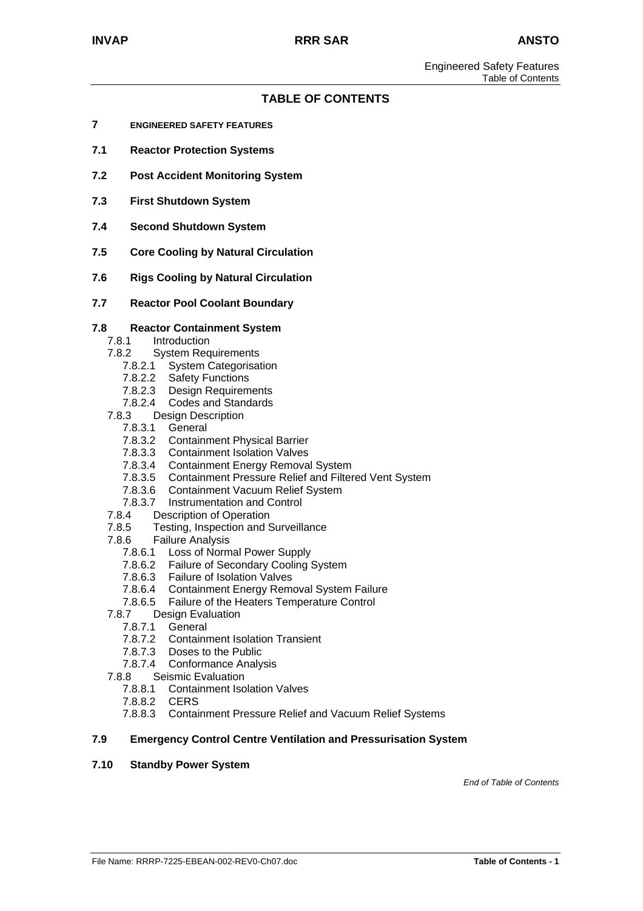# TABLE OF CONTENTS

**7 ENGINEERED SAFETY FEATURES**

**7.1 Reactor Protection Systems**

**7.2 Post Accident Monitoring System**

**7.3 First Shutdown System**

**7.4 Second Shutdown System**

**7.5 Core Cooling by Natural Circulation**

**7.6 Rigs Cooling by Natural Circulation**

**7.7 Reactor Pool Coolant Boundary**

**7.8 Reactor Containment System**

- 7.8.1 Introduction
- 7.8.2 System Requirements
  - 7.8.2.1 System Categorisation
  - 7.8.2.2 Safety Functions
  - 7.8.2.3 Design Requirements
  - 7.8.2.4 Codes and Standards
- 7.8.3 Design Description
  - 7.8.3.1 General
  - 7.8.3.2 Containment Physical Barrier
  - 7.8.3.3 Containment Isolation Valves
  - 7.8.3.4 Containment Energy Removal System
  - 7.8.3.5 Containment Pressure Relief and Filtered Vent System
  - 7.8.3.6 Containment Vacuum Relief System
  - 7.8.3.7 Instrumentation and Control
- 7.8.4 Description of Operation
- 7.8.5 Testing, Inspection and Surveillance
- 7.8.6 Failure Analysis
  - 7.8.6.1 Loss of Normal Power Supply
  - 7.8.6.2 Failure of Secondary Cooling System
  - 7.8.6.3 Failure of Isolation Valves
  - 7.8.6.4 Containment Energy Removal System Failure
  - 7.8.6.5 Failure of the Heaters Temperature Control
- 7.8.7 Design Evaluation
  - 7.8.7.1 General
  - 7.8.7.2 Containment Isolation Transient
  - 7.8.7.3 Doses to the Public
  - 7.8.7.4 Conformance Analysis
- 7.8.8 Seismic Evaluation
  - 7.8.8.1 Containment Isolation Valves
  - 7.8.8.2 CERS
  - 7.8.8.3 Containment Pressure Relief and Vacuum Relief Systems

**7.9 Emergency Control Centre Ventilation and Pressurisation System**

**7.10 Standby Power System**

*End of Table of Contents*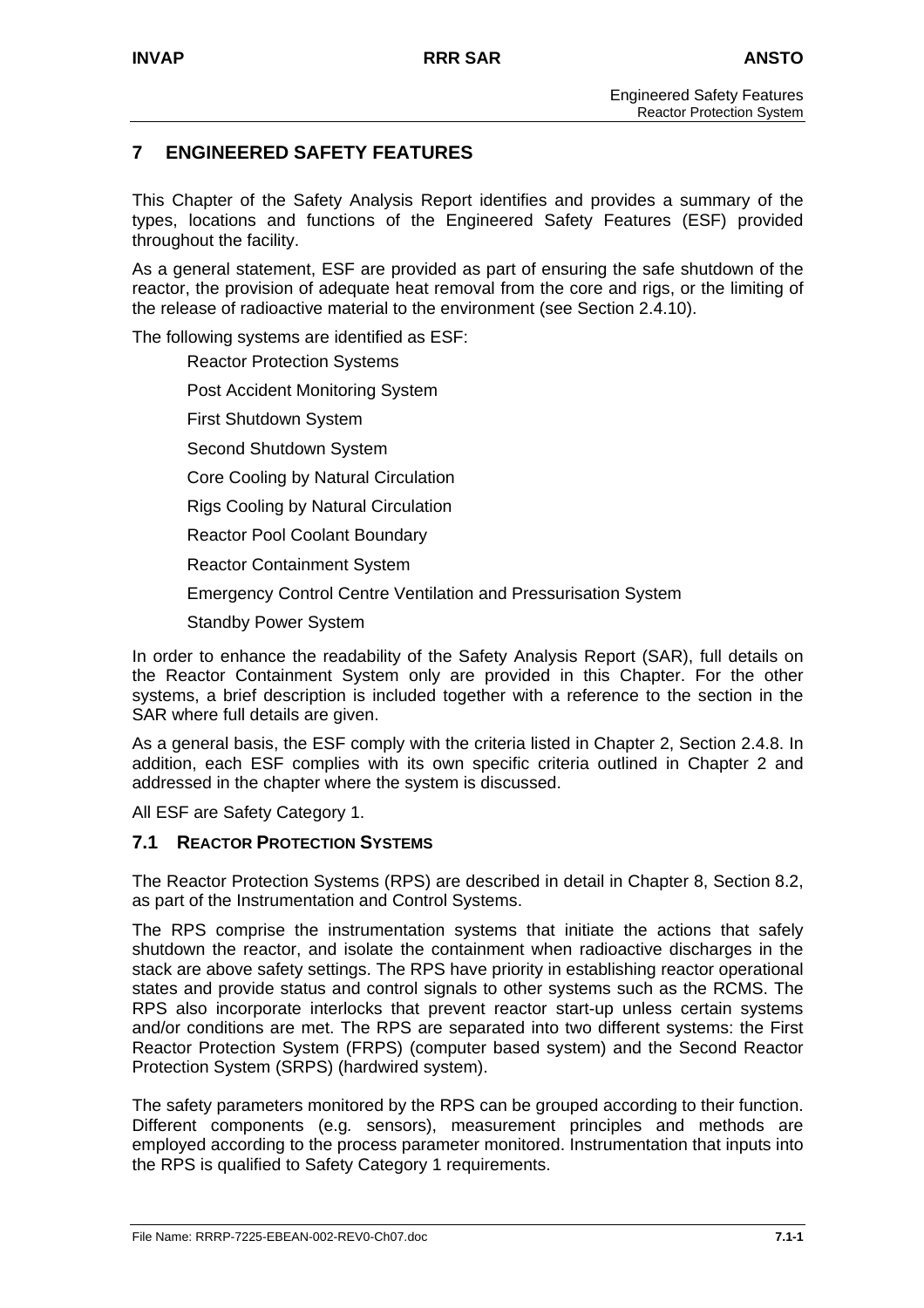# 7 ENGINEERED SAFETY FEATURES

This Chapter of the Safety Analysis Report identifies and provides a summary of the types, locations and functions of the Engineered Safety Features (ESF) provided throughout the facility.

As a general statement, ESF are provided as part of ensuring the safe shutdown of the reactor, the provision of adequate heat removal from the core and rigs, or the limiting of the release of radioactive material to the environment (see Section 2.4.10).

The following systems are identified as ESF:

- Reactor Protection Systems
- Post Accident Monitoring System
- First Shutdown System
- Second Shutdown System
- Core Cooling by Natural Circulation
- Rigs Cooling by Natural Circulation
- Reactor Pool Coolant Boundary
- Reactor Containment System
- Emergency Control Centre Ventilation and Pressurisation System
- Standby Power System

In order to enhance the readability of the Safety Analysis Report (SAR), full details on the Reactor Containment System only are provided in this Chapter. For the other systems, a brief description is included together with a reference to the section in the SAR where full details are given.

As a general basis, the ESF comply with the criteria listed in Chapter 2, Section 2.4.8. In addition, each ESF complies with its own specific criteria outlined in Chapter 2 and addressed in the chapter where the system is discussed.

All ESF are Safety Category 1.

## 7.1 REACTOR PROTECTION SYSTEMS

The Reactor Protection Systems (RPS) are described in detail in Chapter 8, Section 8.2, as part of the Instrumentation and Control Systems.

The RPS comprise the instrumentation systems that initiate the actions that safely shutdown the reactor, and isolate the containment when radioactive discharges in the stack are above safety settings. The RPS have priority in establishing reactor operational states and provide status and control signals to other systems such as the RCMS. The RPS also incorporate interlocks that prevent reactor start-up unless certain systems and/or conditions are met. The RPS are separated into two different systems: the First Reactor Protection System (FRPS) (computer based system) and the Second Reactor Protection System (SRPS) (hardwired system).

The safety parameters monitored by the RPS can be grouped according to their function. Different components (e.g. sensors), measurement principles and methods are employed according to the process parameter monitored. Instrumentation that inputs into the RPS is qualified to Safety Category 1 requirements.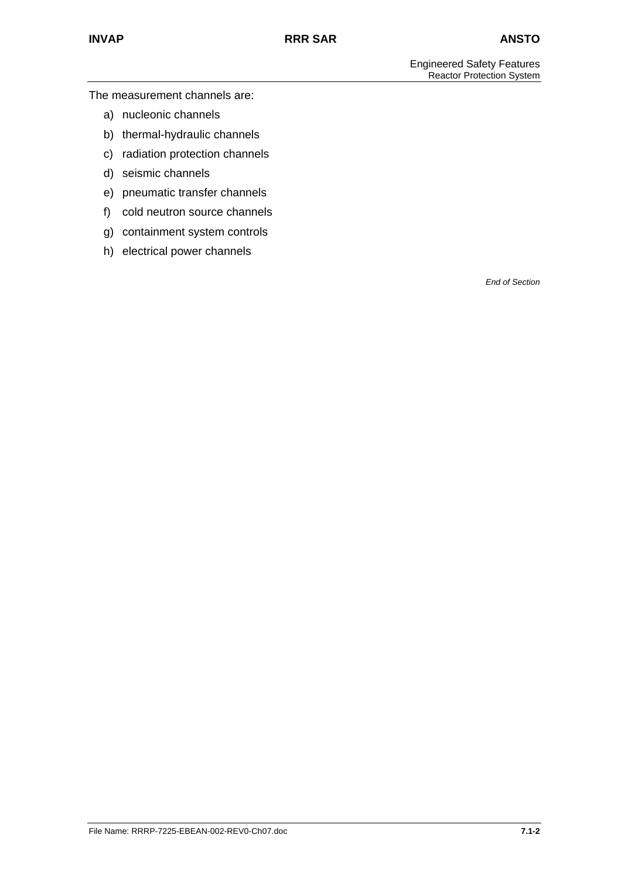The measurement channels are:

a) nucleonic channels
b) thermal-hydraulic channels
c) radiation protection channels
d) seismic channels
e) pneumatic transfer channels
f) cold neutron source channels
g) containment system controls
h) electrical power channels

*End of Section*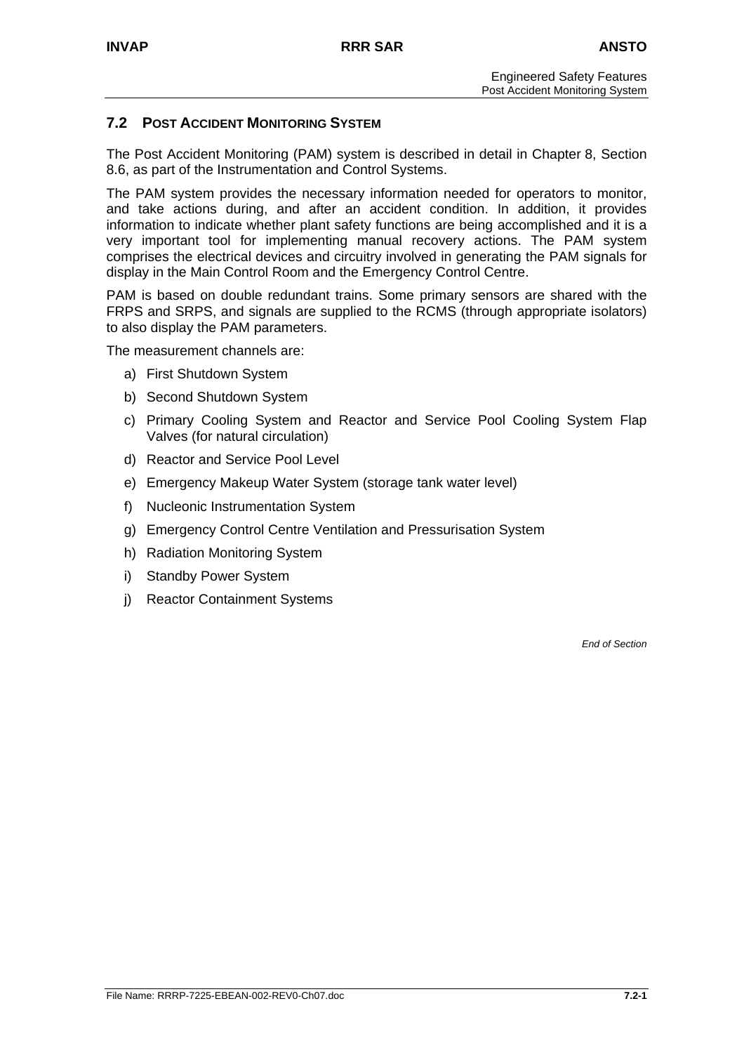## 7.2 POST ACCIDENT MONITORING SYSTEM

The Post Accident Monitoring (PAM) system is described in detail in Chapter 8, Section 8.6, as part of the Instrumentation and Control Systems.

The PAM system provides the necessary information needed for operators to monitor, and take actions during, and after an accident condition. In addition, it provides information to indicate whether plant safety functions are being accomplished and it is a very important tool for implementing manual recovery actions. The PAM system comprises the electrical devices and circuitry involved in generating the PAM signals for display in the Main Control Room and the Emergency Control Centre.

PAM is based on double redundant trains. Some primary sensors are shared with the FRPS and SRPS, and signals are supplied to the RCMS (through appropriate isolators) to also display the PAM parameters.

The measurement channels are:

a) First Shutdown System
b) Second Shutdown System
c) Primary Cooling System and Reactor and Service Pool Cooling System Flap Valves (for natural circulation)
d) Reactor and Service Pool Level
e) Emergency Makeup Water System (storage tank water level)
f) Nucleonic Instrumentation System
g) Emergency Control Centre Ventilation and Pressurisation System
h) Radiation Monitoring System
i) Standby Power System
j) Reactor Containment Systems

*End of Section*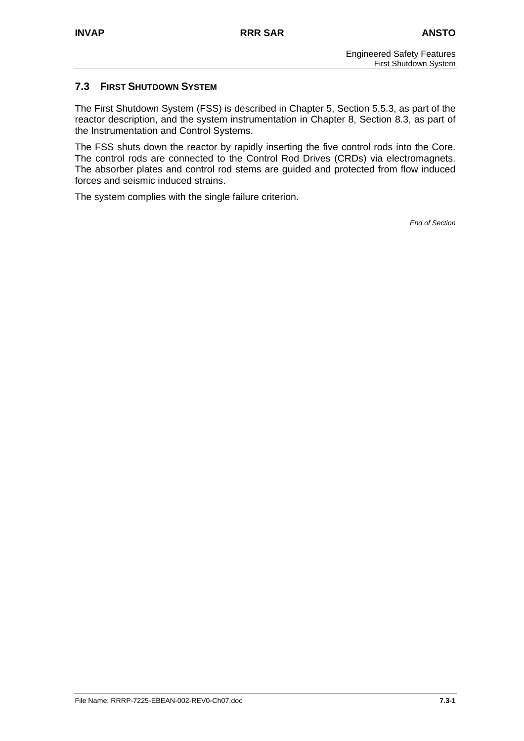## 7.3 FIRST SHUTDOWN SYSTEM

The First Shutdown System (FSS) is described in Chapter 5, Section 5.5.3, as part of the reactor description, and the system instrumentation in Chapter 8, Section 8.3, as part of the Instrumentation and Control Systems.

The FSS shuts down the reactor by rapidly inserting the five control rods into the Core. The control rods are connected to the Control Rod Drives (CRDs) via electromagnets. The absorber plates and control rod stems are guided and protected from flow induced forces and seismic induced strains.

The system complies with the single failure criterion.

*End of Section*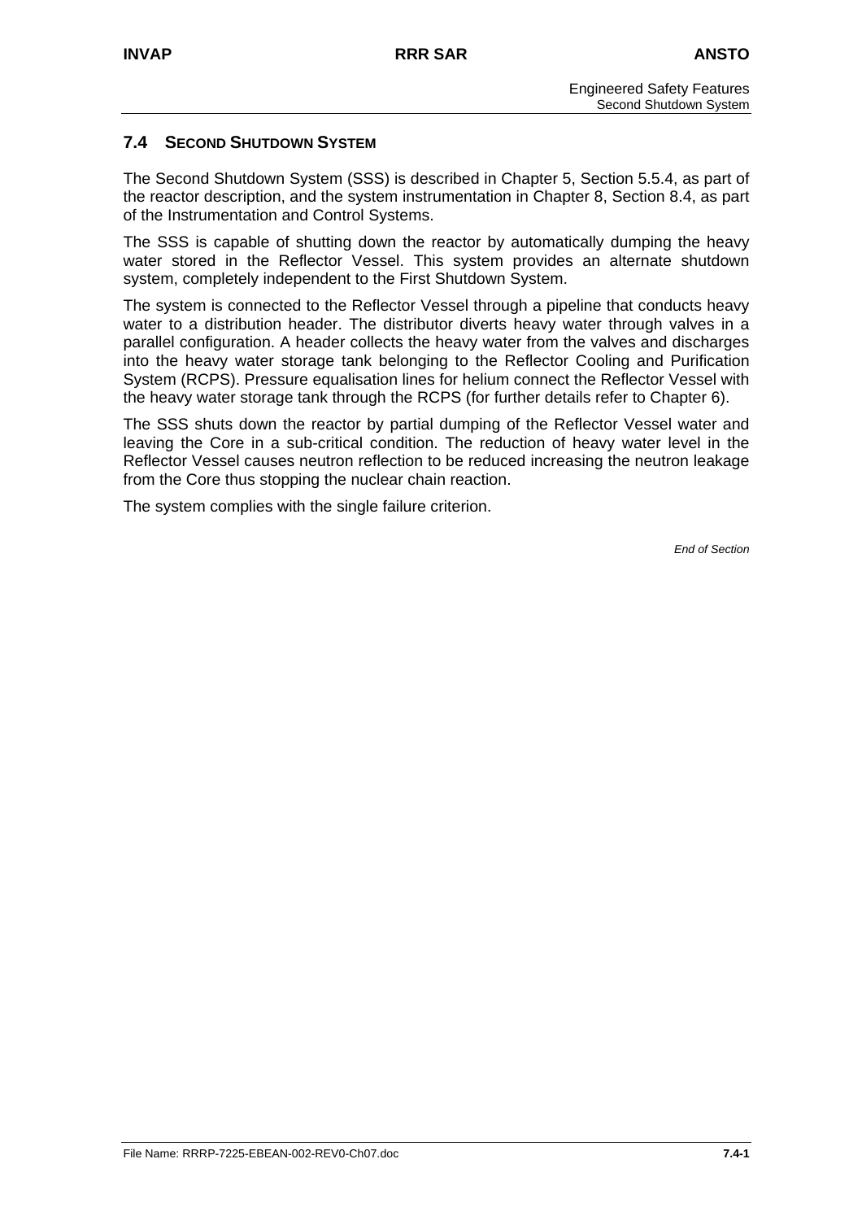## 7.4 SECOND SHUTDOWN SYSTEM

The Second Shutdown System (SSS) is described in Chapter 5, Section 5.5.4, as part of the reactor description, and the system instrumentation in Chapter 8, Section 8.4, as part of the Instrumentation and Control Systems.

The SSS is capable of shutting down the reactor by automatically dumping the heavy water stored in the Reflector Vessel. This system provides an alternate shutdown system, completely independent to the First Shutdown System.

The system is connected to the Reflector Vessel through a pipeline that conducts heavy water to a distribution header. The distributor diverts heavy water through valves in a parallel configuration. A header collects the heavy water from the valves and discharges into the heavy water storage tank belonging to the Reflector Cooling and Purification System (RCPS). Pressure equalisation lines for helium connect the Reflector Vessel with the heavy water storage tank through the RCPS (for further details refer to Chapter 6).

The SSS shuts down the reactor by partial dumping of the Reflector Vessel water and leaving the Core in a sub-critical condition. The reduction of heavy water level in the Reflector Vessel causes neutron reflection to be reduced increasing the neutron leakage from the Core thus stopping the nuclear chain reaction.

The system complies with the single failure criterion.

*End of Section*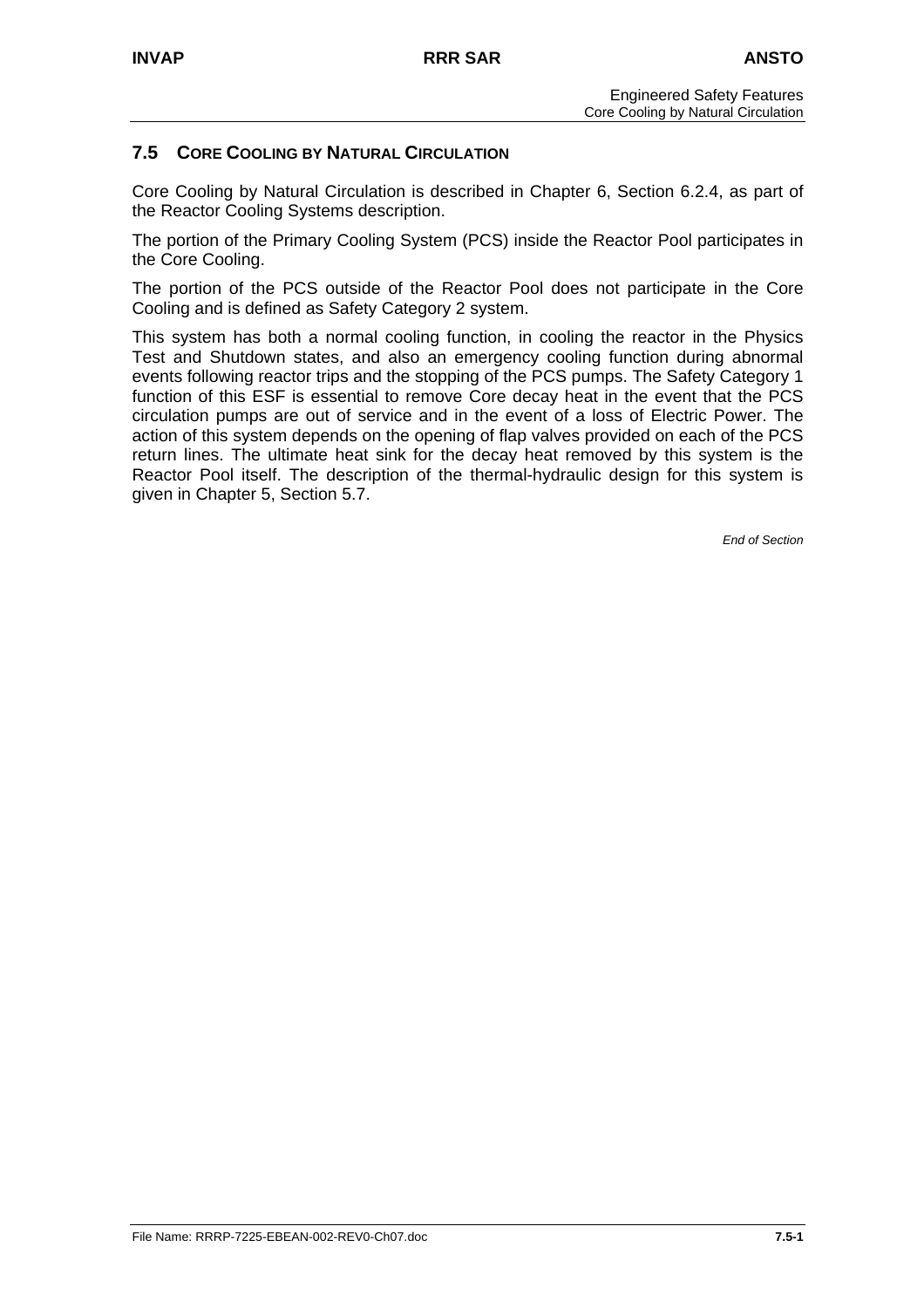## 7.5 CORE COOLING BY NATURAL CIRCULATION

Core Cooling by Natural Circulation is described in Chapter 6, Section 6.2.4, as part of the Reactor Cooling Systems description.

The portion of the Primary Cooling System (PCS) inside the Reactor Pool participates in the Core Cooling.

The portion of the PCS outside of the Reactor Pool does not participate in the Core Cooling and is defined as Safety Category 2 system.

This system has both a normal cooling function, in cooling the reactor in the Physics Test and Shutdown states, and also an emergency cooling function during abnormal events following reactor trips and the stopping of the PCS pumps. The Safety Category 1 function of this ESF is essential to remove Core decay heat in the event that the PCS circulation pumps are out of service and in the event of a loss of Electric Power. The action of this system depends on the opening of flap valves provided on each of the PCS return lines. The ultimate heat sink for the decay heat removed by this system is the Reactor Pool itself. The description of the thermal-hydraulic design for this system is given in Chapter 5, Section 5.7.

*End of Section*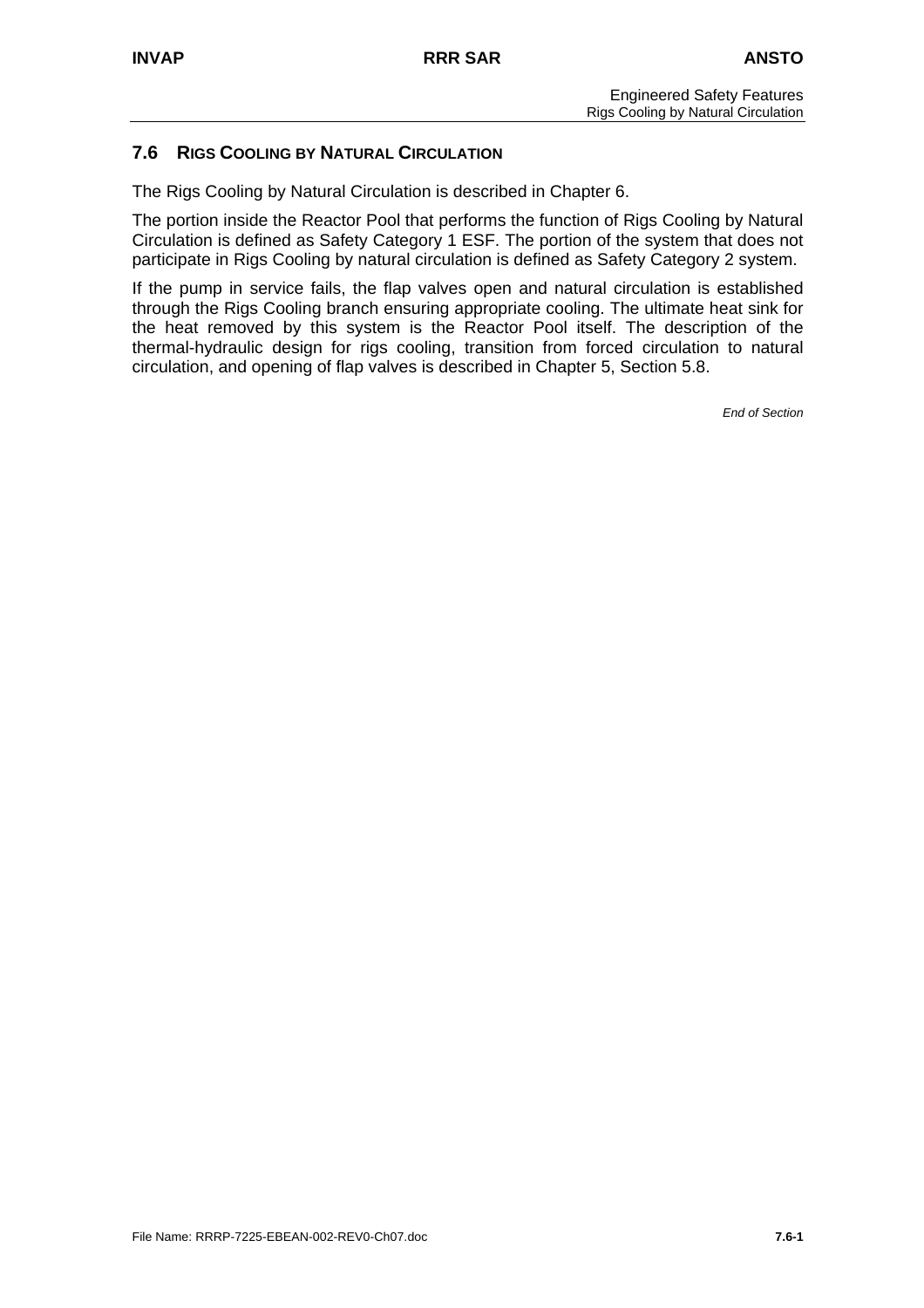## 7.6 RIGS COOLING BY NATURAL CIRCULATION

The Rigs Cooling by Natural Circulation is described in Chapter 6.

The portion inside the Reactor Pool that performs the function of Rigs Cooling by Natural Circulation is defined as Safety Category 1 ESF. The portion of the system that does not participate in Rigs Cooling by natural circulation is defined as Safety Category 2 system.

If the pump in service fails, the flap valves open and natural circulation is established through the Rigs Cooling branch ensuring appropriate cooling. The ultimate heat sink for the heat removed by this system is the Reactor Pool itself. The description of the thermal-hydraulic design for rigs cooling, transition from forced circulation to natural circulation, and opening of flap valves is described in Chapter 5, Section 5.8.

*End of Section*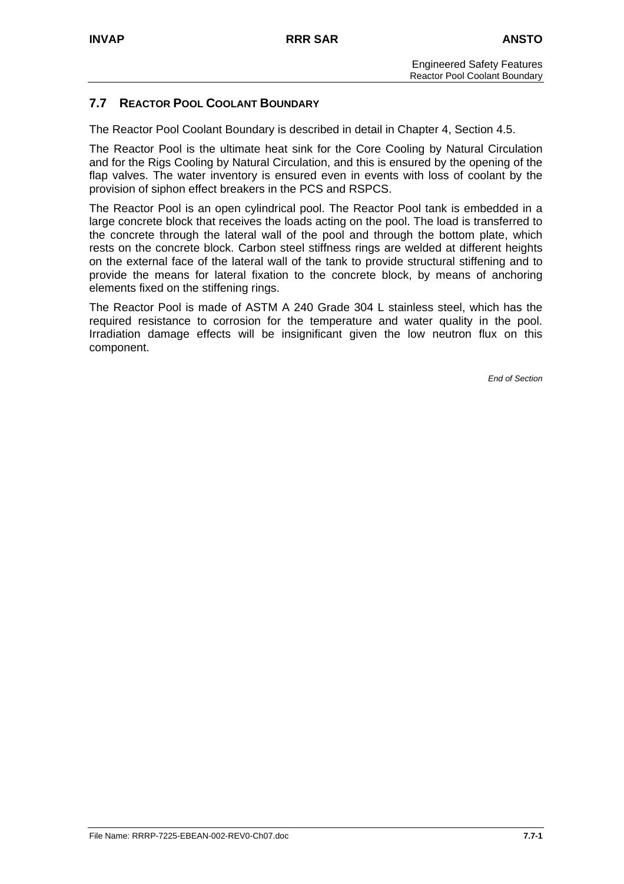## 7.7 REACTOR POOL COOLANT BOUNDARY

The Reactor Pool Coolant Boundary is described in detail in Chapter 4, Section 4.5.

The Reactor Pool is the ultimate heat sink for the Core Cooling by Natural Circulation and for the Rigs Cooling by Natural Circulation, and this is ensured by the opening of the flap valves. The water inventory is ensured even in events with loss of coolant by the provision of siphon effect breakers in the PCS and RSPCS.

The Reactor Pool is an open cylindrical pool. The Reactor Pool tank is embedded in a large concrete block that receives the loads acting on the pool. The load is transferred to the concrete through the lateral wall of the pool and through the bottom plate, which rests on the concrete block. Carbon steel stiffness rings are welded at different heights on the external face of the lateral wall of the tank to provide structural stiffening and to provide the means for lateral fixation to the concrete block, by means of anchoring elements fixed on the stiffening rings.

The Reactor Pool is made of ASTM A 240 Grade 304 L stainless steel, which has the required resistance to corrosion for the temperature and water quality in the pool. Irradiation damage effects will be insignificant given the low neutron flux on this component.

*End of Section*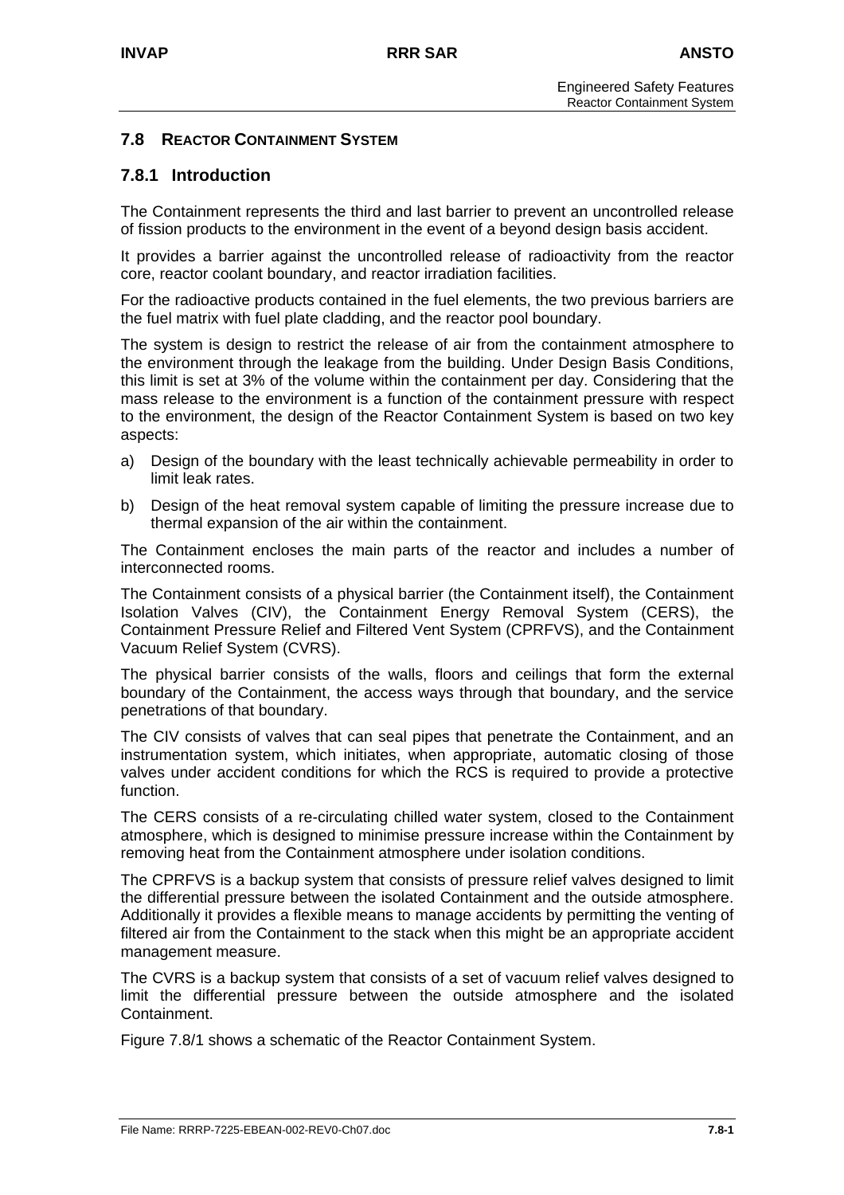## 7.8 REACTOR CONTAINMENT SYSTEM

### 7.8.1 Introduction

The Containment represents the third and last barrier to prevent an uncontrolled release of fission products to the environment in the event of a beyond design basis accident.

It provides a barrier against the uncontrolled release of radioactivity from the reactor core, reactor coolant boundary, and reactor irradiation facilities.

For the radioactive products contained in the fuel elements, the two previous barriers are the fuel matrix with fuel plate cladding, and the reactor pool boundary.

The system is design to restrict the release of air from the containment atmosphere to the environment through the leakage from the building. Under Design Basis Conditions, this limit is set at 3% of the volume within the containment per day. Considering that the mass release to the environment is a function of the containment pressure with respect to the environment, the design of the Reactor Containment System is based on two key aspects:

a) Design of the boundary with the least technically achievable permeability in order to limit leak rates.

b) Design of the heat removal system capable of limiting the pressure increase due to thermal expansion of the air within the containment.

The Containment encloses the main parts of the reactor and includes a number of interconnected rooms.

The Containment consists of a physical barrier (the Containment itself), the Containment Isolation Valves (CIV), the Containment Energy Removal System (CERS), the Containment Pressure Relief and Filtered Vent System (CPRFVS), and the Containment Vacuum Relief System (CVRS).

The physical barrier consists of the walls, floors and ceilings that form the external boundary of the Containment, the access ways through that boundary, and the service penetrations of that boundary.

The CIV consists of valves that can seal pipes that penetrate the Containment, and an instrumentation system, which initiates, when appropriate, automatic closing of those valves under accident conditions for which the RCS is required to provide a protective function.

The CERS consists of a re-circulating chilled water system, closed to the Containment atmosphere, which is designed to minimise pressure increase within the Containment by removing heat from the Containment atmosphere under isolation conditions.

The CPRFVS is a backup system that consists of pressure relief valves designed to limit the differential pressure between the isolated Containment and the outside atmosphere. Additionally it provides a flexible means to manage accidents by permitting the venting of filtered air from the Containment to the stack when this might be an appropriate accident management measure.

The CVRS is a backup system that consists of a set of vacuum relief valves designed to limit the differential pressure between the outside atmosphere and the isolated Containment.

Figure 7.8/1 shows a schematic of the Reactor Containment System.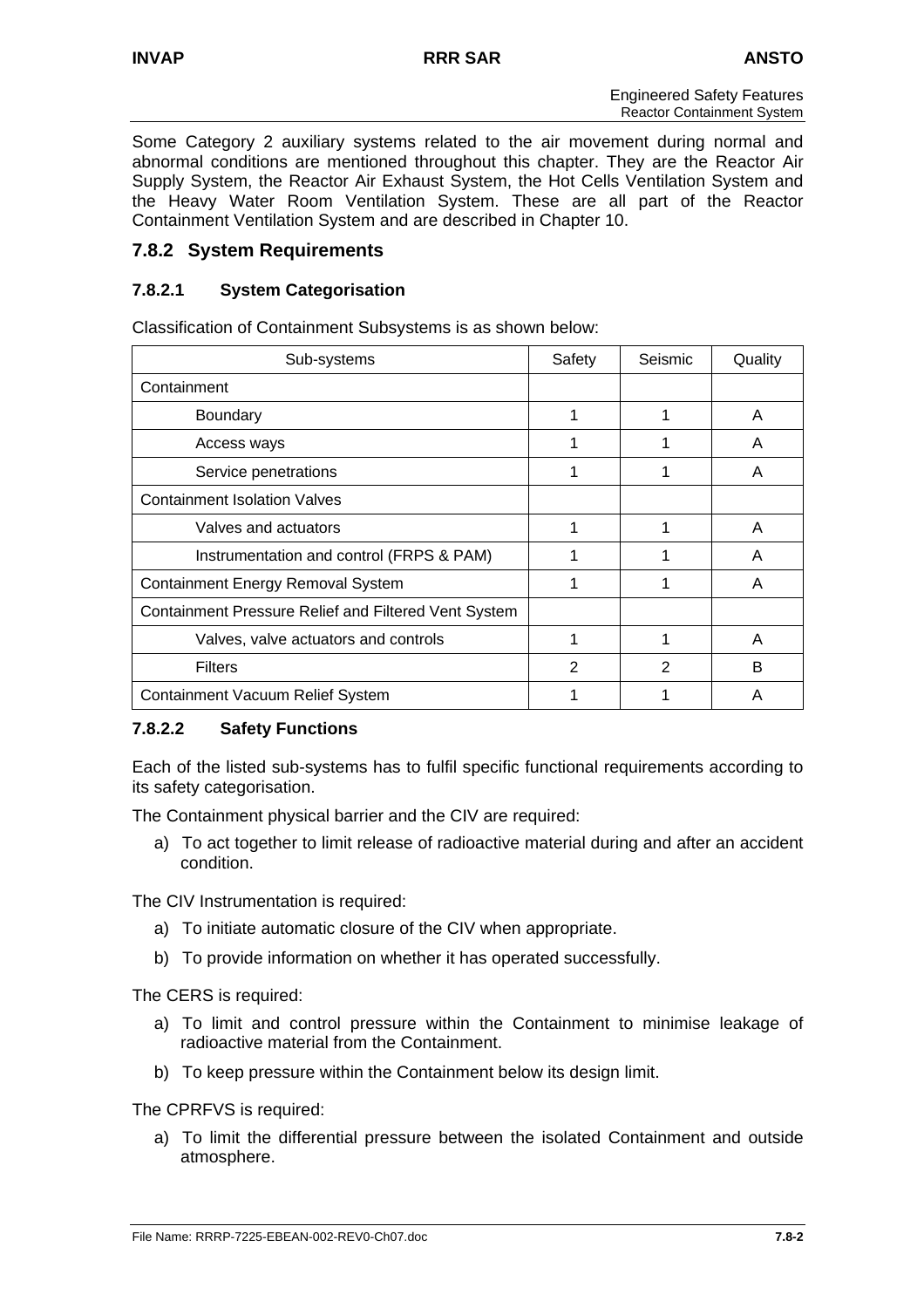Some Category 2 auxiliary systems related to the air movement during normal and abnormal conditions are mentioned throughout this chapter. They are the Reactor Air Supply System, the Reactor Air Exhaust System, the Hot Cells Ventilation System and the Heavy Water Room Ventilation System. These are all part of the Reactor Containment Ventilation System and are described in Chapter 10.

## 7.8.2 System Requirements

### 7.8.2.1 System Categorisation

Classification of Containment Subsystems is as shown below:

| Sub-systems | Safety | Seismic | Quality |
|---|---|---|---|
| Containment | | | |
| Boundary | 1 | 1 | A |
| Access ways | 1 | 1 | A |
| Service penetrations | 1 | 1 | A |
| Containment Isolation Valves | | | |
| Valves and actuators | 1 | 1 | A |
| Instrumentation and control (FRPS & PAM) | 1 | 1 | A |
| Containment Energy Removal System | 1 | 1 | A |
| Containment Pressure Relief and Filtered Vent System | | | |
| Valves, valve actuators and controls | 1 | 1 | A |
| Filters | 2 | 2 | B |
| Containment Vacuum Relief System | 1 | 1 | A |

### 7.8.2.2 Safety Functions

Each of the listed sub-systems has to fulfil specific functional requirements according to its safety categorisation.

The Containment physical barrier and the CIV are required:

a) To act together to limit release of radioactive material during and after an accident condition.

The CIV Instrumentation is required:

a) To initiate automatic closure of the CIV when appropriate.
b) To provide information on whether it has operated successfully.

The CERS is required:

a) To limit and control pressure within the Containment to minimise leakage of radioactive material from the Containment.
b) To keep pressure within the Containment below its design limit.

The CPRFVS is required:

a) To limit the differential pressure between the isolated Containment and outside atmosphere.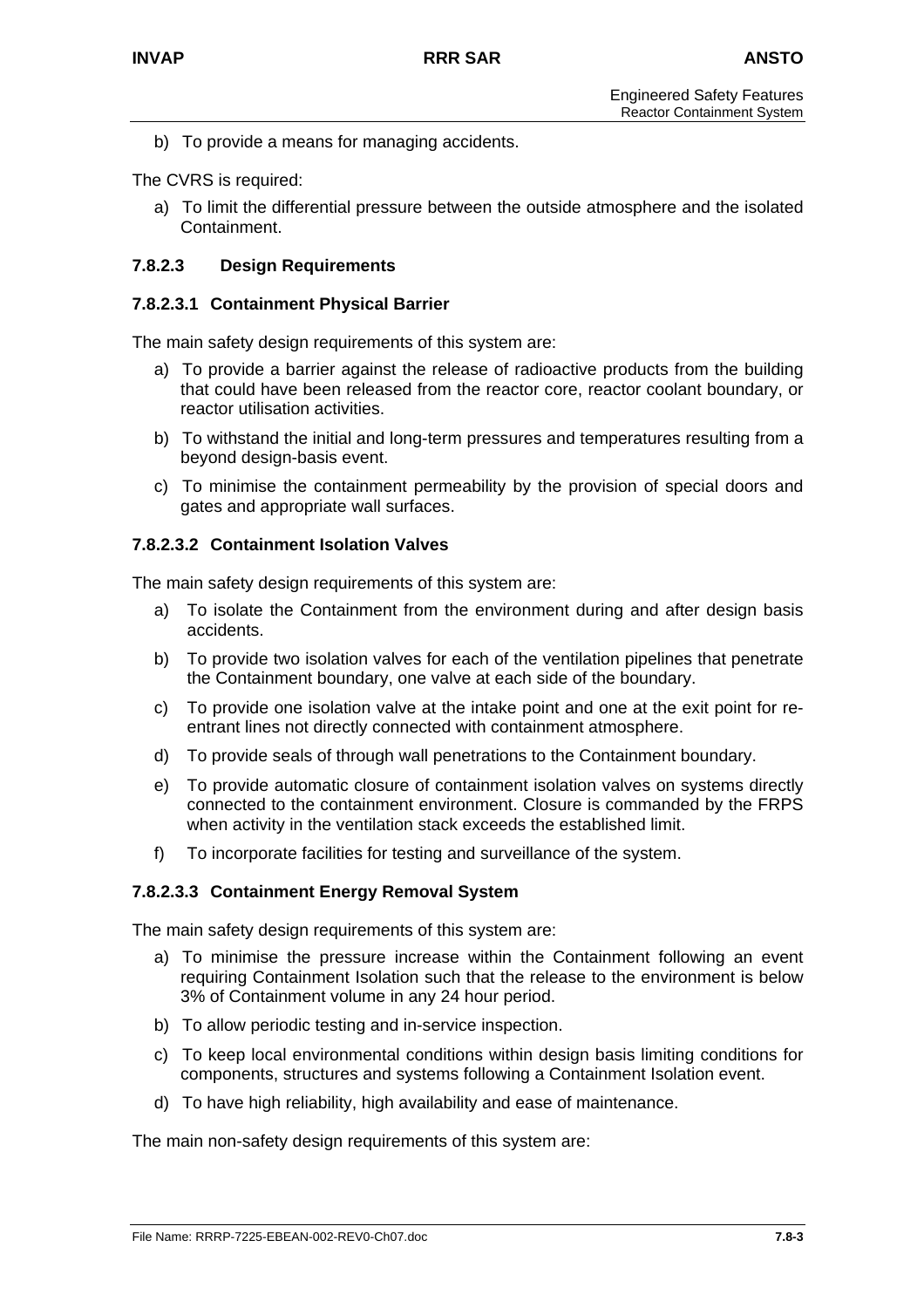b) To provide a means for managing accidents.

The CVRS is required:

a) To limit the differential pressure between the outside atmosphere and the isolated Containment.

### 7.8.2.3 Design Requirements

#### 7.8.2.3.1 Containment Physical Barrier

The main safety design requirements of this system are:

a) To provide a barrier against the release of radioactive products from the building that could have been released from the reactor core, reactor coolant boundary, or reactor utilisation activities.

b) To withstand the initial and long-term pressures and temperatures resulting from a beyond design-basis event.

c) To minimise the containment permeability by the provision of special doors and gates and appropriate wall surfaces.

#### 7.8.2.3.2 Containment Isolation Valves

The main safety design requirements of this system are:

a) To isolate the Containment from the environment during and after design basis accidents.

b) To provide two isolation valves for each of the ventilation pipelines that penetrate the Containment boundary, one valve at each side of the boundary.

c) To provide one isolation valve at the intake point and one at the exit point for re-entrant lines not directly connected with containment atmosphere.

d) To provide seals of through wall penetrations to the Containment boundary.

e) To provide automatic closure of containment isolation valves on systems directly connected to the containment environment. Closure is commanded by the FRPS when activity in the ventilation stack exceeds the established limit.

f) To incorporate facilities for testing and surveillance of the system.

#### 7.8.2.3.3 Containment Energy Removal System

The main safety design requirements of this system are:

a) To minimise the pressure increase within the Containment following an event requiring Containment Isolation such that the release to the environment is below 3% of Containment volume in any 24 hour period.

b) To allow periodic testing and in-service inspection.

c) To keep local environmental conditions within design basis limiting conditions for components, structures and systems following a Containment Isolation event.

d) To have high reliability, high availability and ease of maintenance.

The main non-safety design requirements of this system are: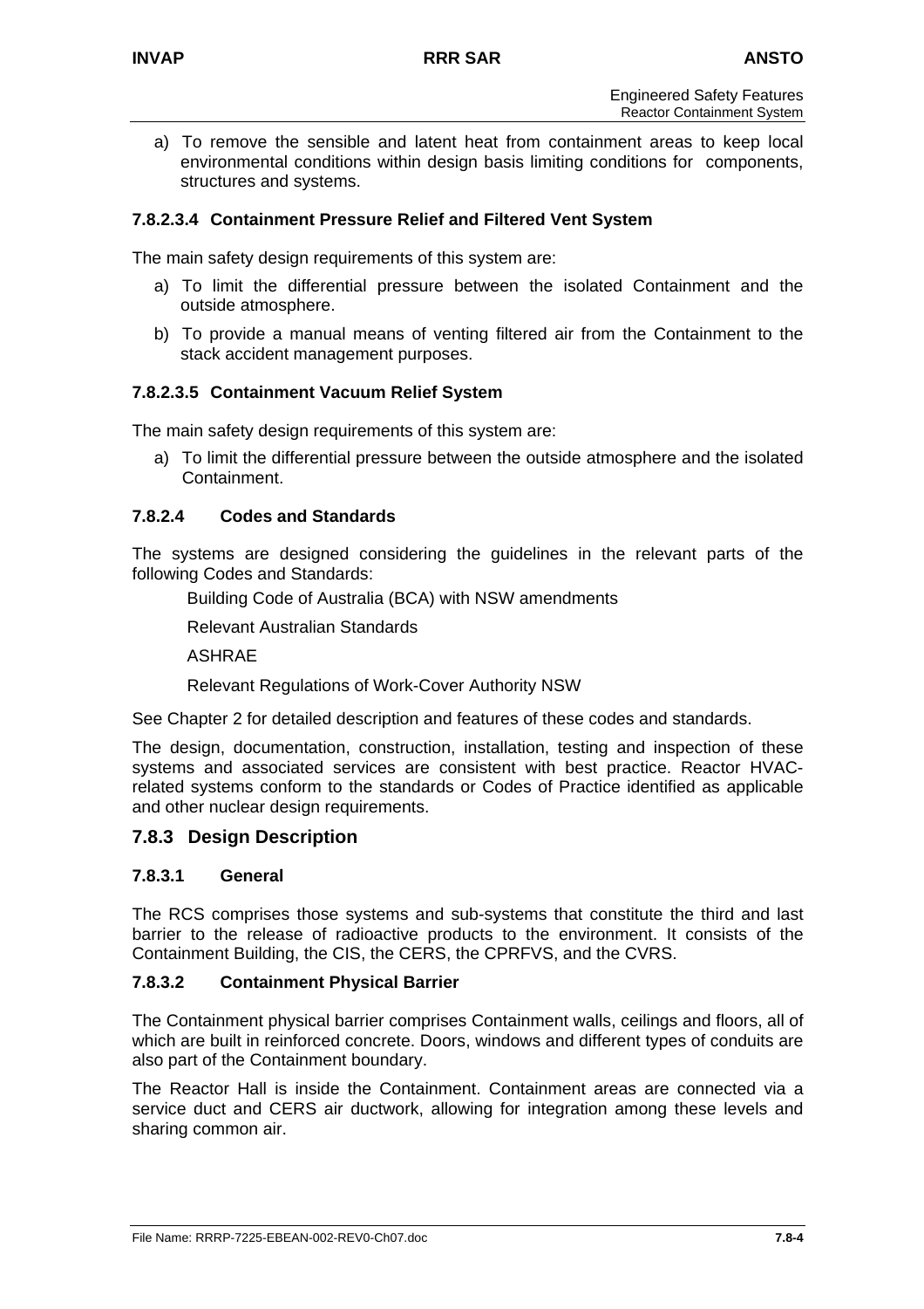a) To remove the sensible and latent heat from containment areas to keep local environmental conditions within design basis limiting conditions for components, structures and systems.

#### 7.8.2.3.4 Containment Pressure Relief and Filtered Vent System

The main safety design requirements of this system are:

a) To limit the differential pressure between the isolated Containment and the outside atmosphere.

b) To provide a manual means of venting filtered air from the Containment to the stack accident management purposes.

#### 7.8.2.3.5 Containment Vacuum Relief System

The main safety design requirements of this system are:

a) To limit the differential pressure between the outside atmosphere and the isolated Containment.

### 7.8.2.4 Codes and Standards

The systems are designed considering the guidelines in the relevant parts of the following Codes and Standards:

Building Code of Australia (BCA) with NSW amendments

Relevant Australian Standards

ASHRAE

Relevant Regulations of Work-Cover Authority NSW

See Chapter 2 for detailed description and features of these codes and standards.

The design, documentation, construction, installation, testing and inspection of these systems and associated services are consistent with best practice. Reactor HVAC-related systems conform to the standards or Codes of Practice identified as applicable and other nuclear design requirements.

## 7.8.3 Design Description

### 7.8.3.1 General

The RCS comprises those systems and sub-systems that constitute the third and last barrier to the release of radioactive products to the environment. It consists of the Containment Building, the CIS, the CERS, the CPRFVS, and the CVRS.

### 7.8.3.2 Containment Physical Barrier

The Containment physical barrier comprises Containment walls, ceilings and floors, all of which are built in reinforced concrete. Doors, windows and different types of conduits are also part of the Containment boundary.

The Reactor Hall is inside the Containment. Containment areas are connected via a service duct and CERS air ductwork, allowing for integration among these levels and sharing common air.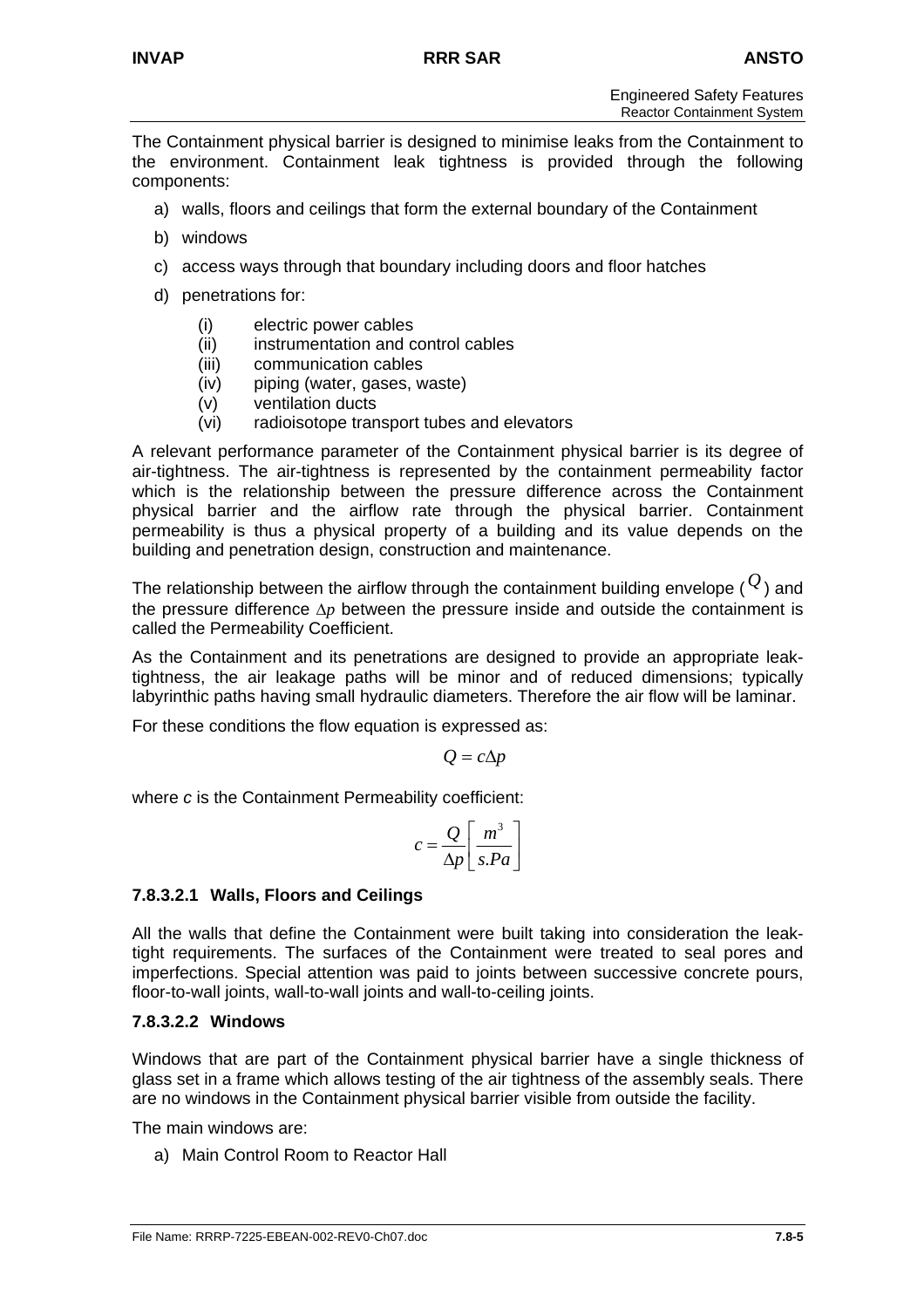The Containment physical barrier is designed to minimise leaks from the Containment to the environment. Containment leak tightness is provided through the following components:

a) walls, floors and ceilings that form the external boundary of the Containment

b) windows

c) access ways through that boundary including doors and floor hatches

d) penetrations for:

   (i) electric power cables
   (ii) instrumentation and control cables
   (iii) communication cables
   (iv) piping (water, gases, waste)
   (v) ventilation ducts
   (vi) radioisotope transport tubes and elevators

A relevant performance parameter of the Containment physical barrier is its degree of air-tightness. The air-tightness is represented by the containment permeability factor which is the relationship between the pressure difference across the Containment physical barrier and the airflow rate through the physical barrier. Containment permeability is thus a physical property of a building and its value depends on the building and penetration design, construction and maintenance.

The relationship between the airflow through the containment building envelope ($Q$) and the pressure difference $\Delta p$ between the pressure inside and outside the containment is called the Permeability Coefficient.

As the Containment and its penetrations are designed to provide an appropriate leak-tightness, the air leakage paths will be minor and of reduced dimensions; typically labyrinthic paths having small hydraulic diameters. Therefore the air flow will be laminar.

For these conditions the flow equation is expressed as:

$$Q = c\Delta p$$

where *c* is the Containment Permeability coefficient:

$$c = \frac{Q}{\Delta p}\left[\frac{m^3}{s.Pa}\right]$$

#### 7.8.3.2.1 Walls, Floors and Ceilings

All the walls that define the Containment were built taking into consideration the leak-tight requirements. The surfaces of the Containment were treated to seal pores and imperfections. Special attention was paid to joints between successive concrete pours, floor-to-wall joints, wall-to-wall joints and wall-to-ceiling joints.

#### 7.8.3.2.2 Windows

Windows that are part of the Containment physical barrier have a single thickness of glass set in a frame which allows testing of the air tightness of the assembly seals. There are no windows in the Containment physical barrier visible from outside the facility.

The main windows are:

a) Main Control Room to Reactor Hall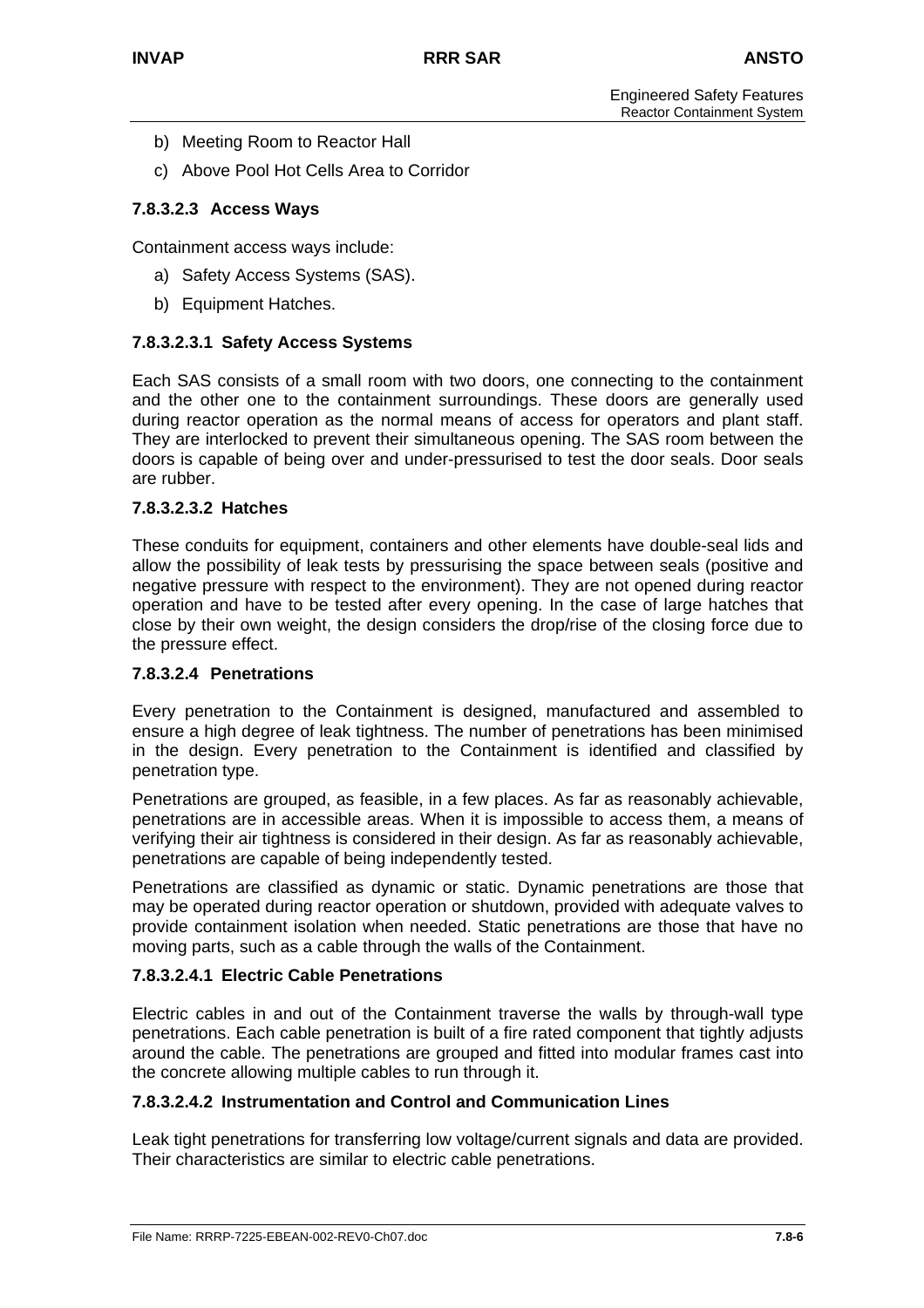b) Meeting Room to Reactor Hall

c) Above Pool Hot Cells Area to Corridor

#### 7.8.3.2.3 Access Ways

Containment access ways include:

a) Safety Access Systems (SAS).

b) Equipment Hatches.

##### 7.8.3.2.3.1 Safety Access Systems

Each SAS consists of a small room with two doors, one connecting to the containment and the other one to the containment surroundings. These doors are generally used during reactor operation as the normal means of access for operators and plant staff. They are interlocked to prevent their simultaneous opening. The SAS room between the doors is capable of being over and under-pressurised to test the door seals. Door seals are rubber.

##### 7.8.3.2.3.2 Hatches

These conduits for equipment, containers and other elements have double-seal lids and allow the possibility of leak tests by pressurising the space between seals (positive and negative pressure with respect to the environment). They are not opened during reactor operation and have to be tested after every opening. In the case of large hatches that close by their own weight, the design considers the drop/rise of the closing force due to the pressure effect.

#### 7.8.3.2.4 Penetrations

Every penetration to the Containment is designed, manufactured and assembled to ensure a high degree of leak tightness. The number of penetrations has been minimised in the design. Every penetration to the Containment is identified and classified by penetration type.

Penetrations are grouped, as feasible, in a few places. As far as reasonably achievable, penetrations are in accessible areas. When it is impossible to access them, a means of verifying their air tightness is considered in their design. As far as reasonably achievable, penetrations are capable of being independently tested.

Penetrations are classified as dynamic or static. Dynamic penetrations are those that may be operated during reactor operation or shutdown, provided with adequate valves to provide containment isolation when needed. Static penetrations are those that have no moving parts, such as a cable through the walls of the Containment.

##### 7.8.3.2.4.1 Electric Cable Penetrations

Electric cables in and out of the Containment traverse the walls by through-wall type penetrations. Each cable penetration is built of a fire rated component that tightly adjusts around the cable. The penetrations are grouped and fitted into modular frames cast into the concrete allowing multiple cables to run through it.

##### 7.8.3.2.4.2 Instrumentation and Control and Communication Lines

Leak tight penetrations for transferring low voltage/current signals and data are provided. Their characteristics are similar to electric cable penetrations.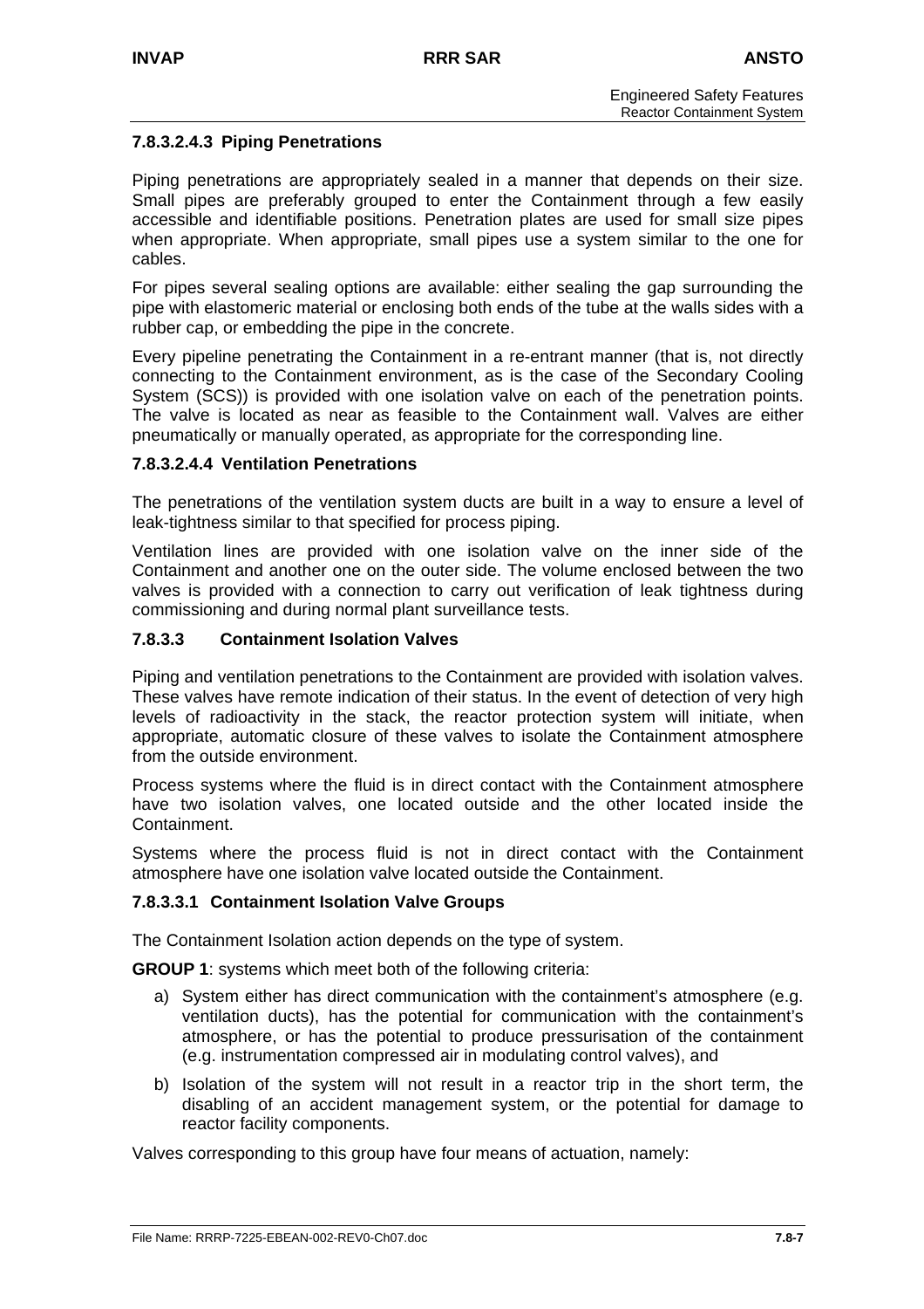#### 7.8.3.2.4.3 Piping Penetrations

Piping penetrations are appropriately sealed in a manner that depends on their size. Small pipes are preferably grouped to enter the Containment through a few easily accessible and identifiable positions. Penetration plates are used for small size pipes when appropriate. When appropriate, small pipes use a system similar to the one for cables.

For pipes several sealing options are available: either sealing the gap surrounding the pipe with elastomeric material or enclosing both ends of the tube at the walls sides with a rubber cap, or embedding the pipe in the concrete.

Every pipeline penetrating the Containment in a re-entrant manner (that is, not directly connecting to the Containment environment, as is the case of the Secondary Cooling System (SCS)) is provided with one isolation valve on each of the penetration points. The valve is located as near as feasible to the Containment wall. Valves are either pneumatically or manually operated, as appropriate for the corresponding line.

#### 7.8.3.2.4.4 Ventilation Penetrations

The penetrations of the ventilation system ducts are built in a way to ensure a level of leak-tightness similar to that specified for process piping.

Ventilation lines are provided with one isolation valve on the inner side of the Containment and another one on the outer side. The volume enclosed between the two valves is provided with a connection to carry out verification of leak tightness during commissioning and during normal plant surveillance tests.

### 7.8.3.3 Containment Isolation Valves

Piping and ventilation penetrations to the Containment are provided with isolation valves. These valves have remote indication of their status. In the event of detection of very high levels of radioactivity in the stack, the reactor protection system will initiate, when appropriate, automatic closure of these valves to isolate the Containment atmosphere from the outside environment.

Process systems where the fluid is in direct contact with the Containment atmosphere have two isolation valves, one located outside and the other located inside the Containment.

Systems where the process fluid is not in direct contact with the Containment atmosphere have one isolation valve located outside the Containment.

#### 7.8.3.3.1 Containment Isolation Valve Groups

The Containment Isolation action depends on the type of system.

**GROUP 1**: systems which meet both of the following criteria:

a) System either has direct communication with the containment's atmosphere (e.g. ventilation ducts), has the potential for communication with the containment's atmosphere, or has the potential to produce pressurisation of the containment (e.g. instrumentation compressed air in modulating control valves), and

b) Isolation of the system will not result in a reactor trip in the short term, the disabling of an accident management system, or the potential for damage to reactor facility components.

Valves corresponding to this group have four means of actuation, namely: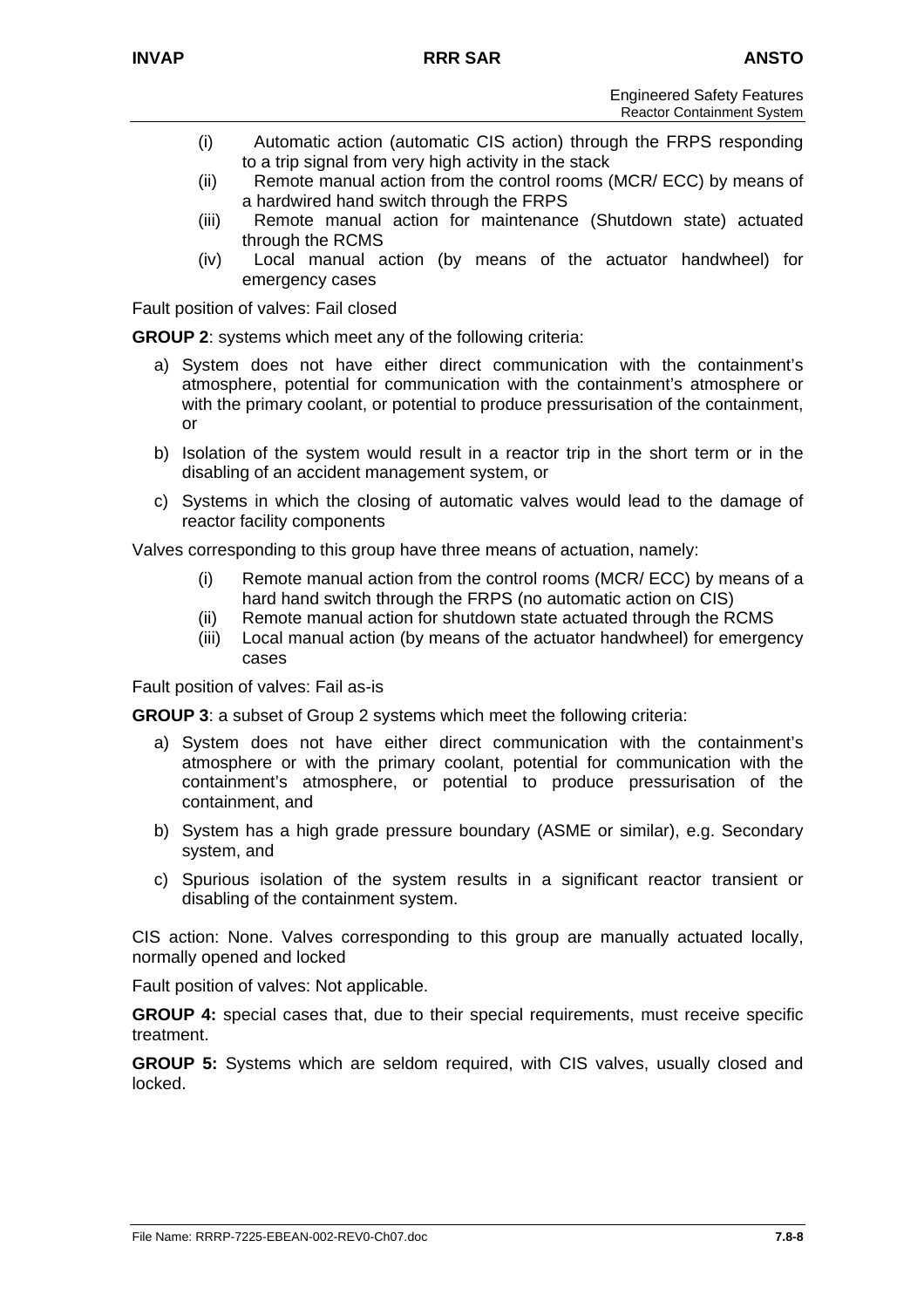(i) Automatic action (automatic CIS action) through the FRPS responding to a trip signal from very high activity in the stack
(ii) Remote manual action from the control rooms (MCR/ ECC) by means of a hardwired hand switch through the FRPS
(iii) Remote manual action for maintenance (Shutdown state) actuated through the RCMS
(iv) Local manual action (by means of the actuator handwheel) for emergency cases

Fault position of valves: Fail closed

**GROUP 2**: systems which meet any of the following criteria:

a) System does not have either direct communication with the containment's atmosphere, potential for communication with the containment's atmosphere or with the primary coolant, or potential to produce pressurisation of the containment, or

b) Isolation of the system would result in a reactor trip in the short term or in the disabling of an accident management system, or

c) Systems in which the closing of automatic valves would lead to the damage of reactor facility components

Valves corresponding to this group have three means of actuation, namely:

(i) Remote manual action from the control rooms (MCR/ ECC) by means of a hard hand switch through the FRPS (no automatic action on CIS)
(ii) Remote manual action for shutdown state actuated through the RCMS
(iii) Local manual action (by means of the actuator handwheel) for emergency cases

Fault position of valves: Fail as-is

**GROUP 3**: a subset of Group 2 systems which meet the following criteria:

a) System does not have either direct communication with the containment's atmosphere or with the primary coolant, potential for communication with the containment's atmosphere, or potential to produce pressurisation of the containment, and

b) System has a high grade pressure boundary (ASME or similar), e.g. Secondary system, and

c) Spurious isolation of the system results in a significant reactor transient or disabling of the containment system.

CIS action: None. Valves corresponding to this group are manually actuated locally, normally opened and locked

Fault position of valves: Not applicable.

**GROUP 4:** special cases that, due to their special requirements, must receive specific treatment.

**GROUP 5:** Systems which are seldom required, with CIS valves, usually closed and locked.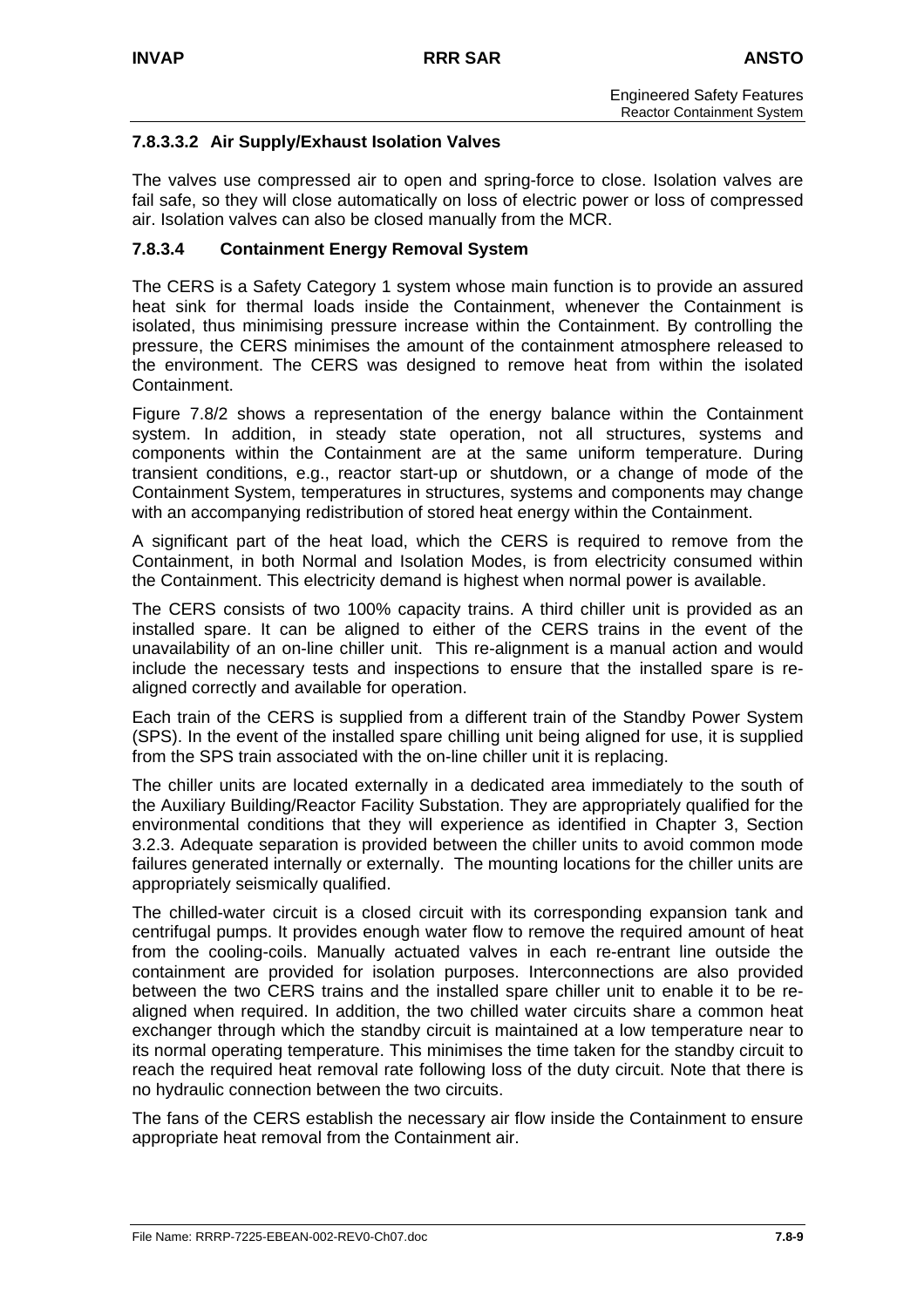#### 7.8.3.3.2 Air Supply/Exhaust Isolation Valves

The valves use compressed air to open and spring-force to close. Isolation valves are fail safe, so they will close automatically on loss of electric power or loss of compressed air. Isolation valves can also be closed manually from the MCR.

### 7.8.3.4 Containment Energy Removal System

The CERS is a Safety Category 1 system whose main function is to provide an assured heat sink for thermal loads inside the Containment, whenever the Containment is isolated, thus minimising pressure increase within the Containment. By controlling the pressure, the CERS minimises the amount of the containment atmosphere released to the environment. The CERS was designed to remove heat from within the isolated Containment.

Figure 7.8/2 shows a representation of the energy balance within the Containment system. In addition, in steady state operation, not all structures, systems and components within the Containment are at the same uniform temperature. During transient conditions, e.g., reactor start-up or shutdown, or a change of mode of the Containment System, temperatures in structures, systems and components may change with an accompanying redistribution of stored heat energy within the Containment.

A significant part of the heat load, which the CERS is required to remove from the Containment, in both Normal and Isolation Modes, is from electricity consumed within the Containment. This electricity demand is highest when normal power is available.

The CERS consists of two 100% capacity trains. A third chiller unit is provided as an installed spare. It can be aligned to either of the CERS trains in the event of the unavailability of an on-line chiller unit. This re-alignment is a manual action and would include the necessary tests and inspections to ensure that the installed spare is re-aligned correctly and available for operation.

Each train of the CERS is supplied from a different train of the Standby Power System (SPS). In the event of the installed spare chilling unit being aligned for use, it is supplied from the SPS train associated with the on-line chiller unit it is replacing.

The chiller units are located externally in a dedicated area immediately to the south of the Auxiliary Building/Reactor Facility Substation. They are appropriately qualified for the environmental conditions that they will experience as identified in Chapter 3, Section 3.2.3. Adequate separation is provided between the chiller units to avoid common mode failures generated internally or externally. The mounting locations for the chiller units are appropriately seismically qualified.

The chilled-water circuit is a closed circuit with its corresponding expansion tank and centrifugal pumps. It provides enough water flow to remove the required amount of heat from the cooling-coils. Manually actuated valves in each re-entrant line outside the containment are provided for isolation purposes. Interconnections are also provided between the two CERS trains and the installed spare chiller unit to enable it to be re-aligned when required. In addition, the two chilled water circuits share a common heat exchanger through which the standby circuit is maintained at a low temperature near to its normal operating temperature. This minimises the time taken for the standby circuit to reach the required heat removal rate following loss of the duty circuit. Note that there is no hydraulic connection between the two circuits.

The fans of the CERS establish the necessary air flow inside the Containment to ensure appropriate heat removal from the Containment air.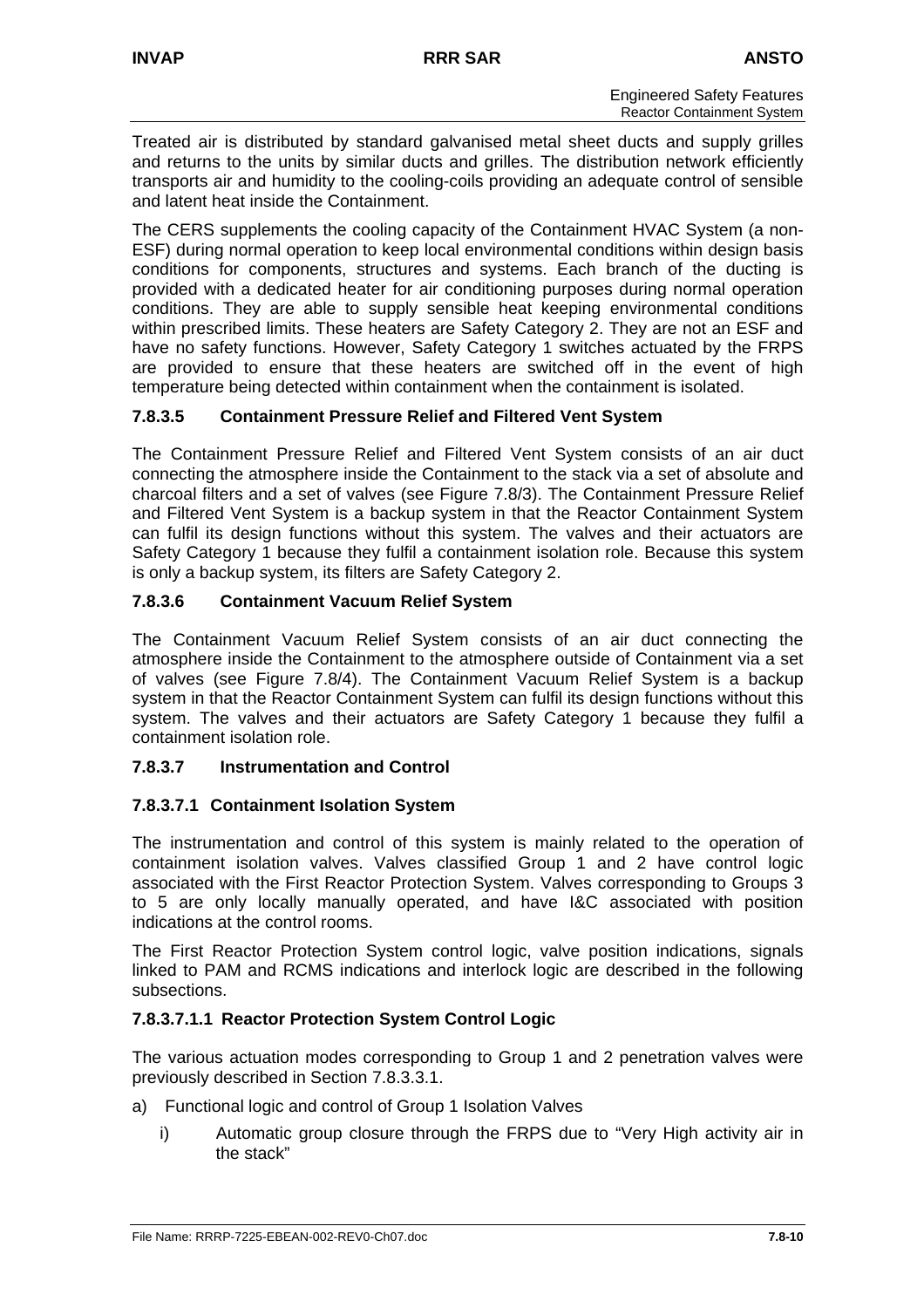Treated air is distributed by standard galvanised metal sheet ducts and supply grilles and returns to the units by similar ducts and grilles. The distribution network efficiently transports air and humidity to the cooling-coils providing an adequate control of sensible and latent heat inside the Containment.

The CERS supplements the cooling capacity of the Containment HVAC System (a non-ESF) during normal operation to keep local environmental conditions within design basis conditions for components, structures and systems. Each branch of the ducting is provided with a dedicated heater for air conditioning purposes during normal operation conditions. They are able to supply sensible heat keeping environmental conditions within prescribed limits. These heaters are Safety Category 2. They are not an ESF and have no safety functions. However, Safety Category 1 switches actuated by the FRPS are provided to ensure that these heaters are switched off in the event of high temperature being detected within containment when the containment is isolated.

#### 7.8.3.5 Containment Pressure Relief and Filtered Vent System

The Containment Pressure Relief and Filtered Vent System consists of an air duct connecting the atmosphere inside the Containment to the stack via a set of absolute and charcoal filters and a set of valves (see Figure 7.8/3). The Containment Pressure Relief and Filtered Vent System is a backup system in that the Reactor Containment System can fulfil its design functions without this system. The valves and their actuators are Safety Category 1 because they fulfil a containment isolation role. Because this system is only a backup system, its filters are Safety Category 2.

#### 7.8.3.6 Containment Vacuum Relief System

The Containment Vacuum Relief System consists of an air duct connecting the atmosphere inside the Containment to the atmosphere outside of Containment via a set of valves (see Figure 7.8/4). The Containment Vacuum Relief System is a backup system in that the Reactor Containment System can fulfil its design functions without this system. The valves and their actuators are Safety Category 1 because they fulfil a containment isolation role.

#### 7.8.3.7 Instrumentation and Control

##### 7.8.3.7.1 Containment Isolation System

The instrumentation and control of this system is mainly related to the operation of containment isolation valves. Valves classified Group 1 and 2 have control logic associated with the First Reactor Protection System. Valves corresponding to Groups 3 to 5 are only locally manually operated, and have I&C associated with position indications at the control rooms.

The First Reactor Protection System control logic, valve position indications, signals linked to PAM and RCMS indications and interlock logic are described in the following subsections.

###### 7.8.3.7.1.1 Reactor Protection System Control Logic

The various actuation modes corresponding to Group 1 and 2 penetration valves were previously described in Section 7.8.3.3.1.

a) Functional logic and control of Group 1 Isolation Valves

   i) Automatic group closure through the FRPS due to "Very High activity air in the stack"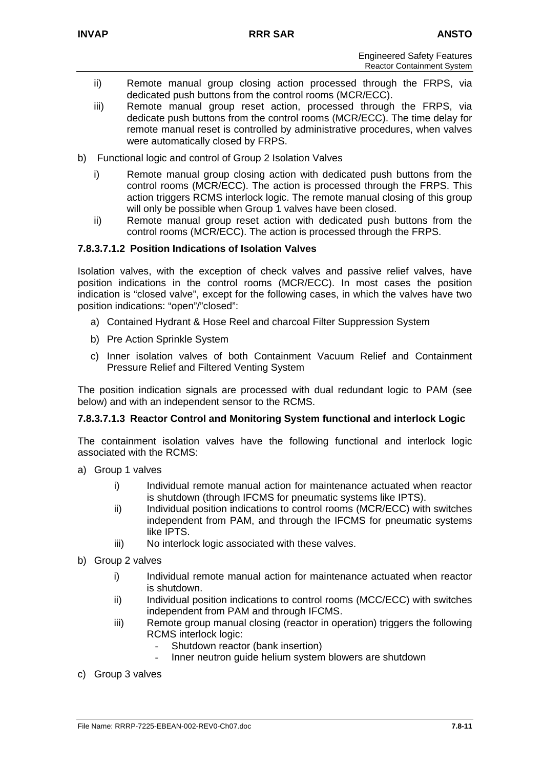ii) Remote manual group closing action processed through the FRPS, via dedicated push buttons from the control rooms (MCR/ECC).

iii) Remote manual group reset action, processed through the FRPS, via dedicate push buttons from the control rooms (MCR/ECC). The time delay for remote manual reset is controlled by administrative procedures, when valves were automatically closed by FRPS.

b) Functional logic and control of Group 2 Isolation Valves

   i) Remote manual group closing action with dedicated push buttons from the control rooms (MCR/ECC). The action is processed through the FRPS. This action triggers RCMS interlock logic. The remote manual closing of this group will only be possible when Group 1 valves have been closed.

   ii) Remote manual group reset action with dedicated push buttons from the control rooms (MCR/ECC). The action is processed through the FRPS.

#### 7.8.3.7.1.2 Position Indications of Isolation Valves

Isolation valves, with the exception of check valves and passive relief valves, have position indications in the control rooms (MCR/ECC). In most cases the position indication is "closed valve", except for the following cases, in which the valves have two position indications: "open"/"closed":

a) Contained Hydrant & Hose Reel and charcoal Filter Suppression System

b) Pre Action Sprinkle System

c) Inner isolation valves of both Containment Vacuum Relief and Containment Pressure Relief and Filtered Venting System

The position indication signals are processed with dual redundant logic to PAM (see below) and with an independent sensor to the RCMS.

#### 7.8.3.7.1.3 Reactor Control and Monitoring System functional and interlock Logic

The containment isolation valves have the following functional and interlock logic associated with the RCMS:

a) Group 1 valves

   i) Individual remote manual action for maintenance actuated when reactor is shutdown (through IFCMS for pneumatic systems like IPTS).

   ii) Individual position indications to control rooms (MCR/ECC) with switches independent from PAM, and through the IFCMS for pneumatic systems like IPTS.

   iii) No interlock logic associated with these valves.

b) Group 2 valves

   i) Individual remote manual action for maintenance actuated when reactor is shutdown.

   ii) Individual position indications to control rooms (MCC/ECC) with switches independent from PAM and through IFCMS.

   iii) Remote group manual closing (reactor in operation) triggers the following RCMS interlock logic:
      - Shutdown reactor (bank insertion)
      - Inner neutron guide helium system blowers are shutdown

c) Group 3 valves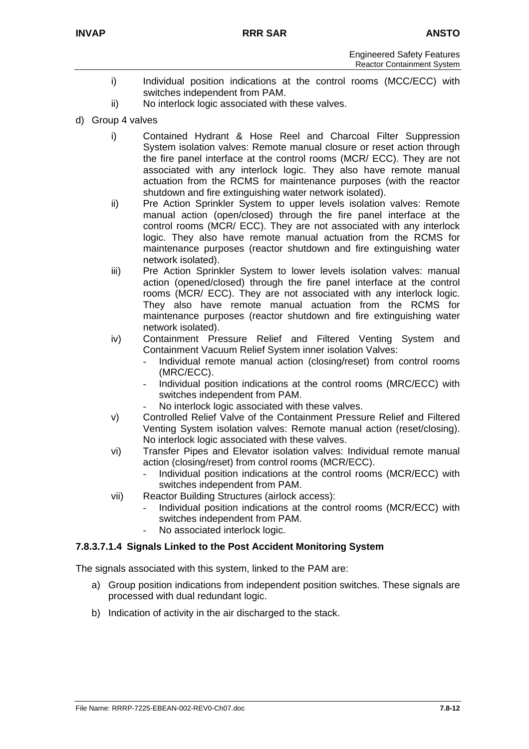i) Individual position indications at the control rooms (MCC/ECC) with switches independent from PAM.
   ii) No interlock logic associated with these valves.

d) Group 4 valves

   i) Contained Hydrant & Hose Reel and Charcoal Filter Suppression System isolation valves: Remote manual closure or reset action through the fire panel interface at the control rooms (MCR/ ECC). They are not associated with any interlock logic. They also have remote manual actuation from the RCMS for maintenance purposes (with the reactor shutdown and fire extinguishing water network isolated).
   ii) Pre Action Sprinkler System to upper levels isolation valves: Remote manual action (open/closed) through the fire panel interface at the control rooms (MCR/ ECC). They are not associated with any interlock logic. They also have remote manual actuation from the RCMS for maintenance purposes (reactor shutdown and fire extinguishing water network isolated).
   iii) Pre Action Sprinkler System to lower levels isolation valves: manual action (opened/closed) through the fire panel interface at the control rooms (MCR/ ECC). They are not associated with any interlock logic. They also have remote manual actuation from the RCMS for maintenance purposes (reactor shutdown and fire extinguishing water network isolated).
   iv) Containment Pressure Relief and Filtered Venting System and Containment Vacuum Relief System inner isolation Valves:
      - Individual remote manual action (closing/reset) from control rooms (MRC/ECC).
      - Individual position indications at the control rooms (MRC/ECC) with switches independent from PAM.
      - No interlock logic associated with these valves.
   v) Controlled Relief Valve of the Containment Pressure Relief and Filtered Venting System isolation valves: Remote manual action (reset/closing). No interlock logic associated with these valves.
   vi) Transfer Pipes and Elevator isolation valves: Individual remote manual action (closing/reset) from control rooms (MCR/ECC).
      - Individual position indications at the control rooms (MCR/ECC) with switches independent from PAM.
   vii) Reactor Building Structures (airlock access):
      - Individual position indications at the control rooms (MCR/ECC) with switches independent from PAM.
      - No associated interlock logic.

#### 7.8.3.7.1.4 Signals Linked to the Post Accident Monitoring System

The signals associated with this system, linked to the PAM are:

a) Group position indications from independent position switches. These signals are processed with dual redundant logic.
b) Indication of activity in the air discharged to the stack.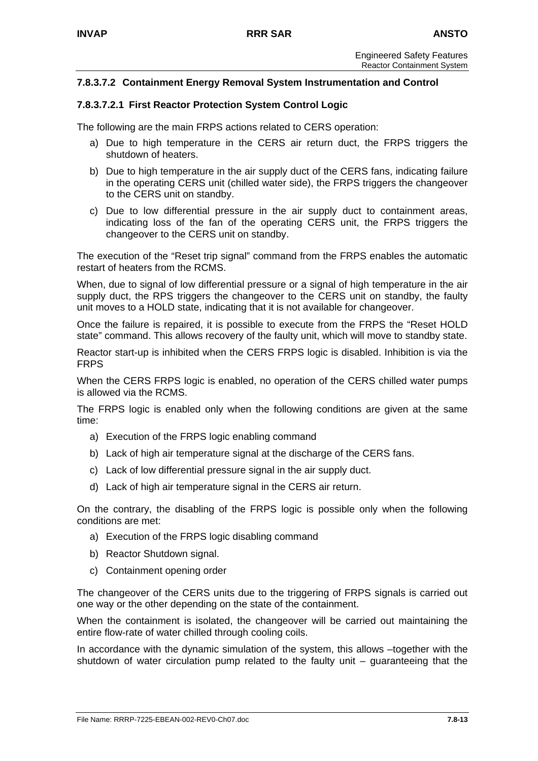#### 7.8.3.7.2 Containment Energy Removal System Instrumentation and Control

##### 7.8.3.7.2.1 First Reactor Protection System Control Logic

The following are the main FRPS actions related to CERS operation:

a) Due to high temperature in the CERS air return duct, the FRPS triggers the shutdown of heaters.

b) Due to high temperature in the air supply duct of the CERS fans, indicating failure in the operating CERS unit (chilled water side), the FRPS triggers the changeover to the CERS unit on standby.

c) Due to low differential pressure in the air supply duct to containment areas, indicating loss of the fan of the operating CERS unit, the FRPS triggers the changeover to the CERS unit on standby.

The execution of the "Reset trip signal" command from the FRPS enables the automatic restart of heaters from the RCMS.

When, due to signal of low differential pressure or a signal of high temperature in the air supply duct, the RPS triggers the changeover to the CERS unit on standby, the faulty unit moves to a HOLD state, indicating that it is not available for changeover.

Once the failure is repaired, it is possible to execute from the FRPS the "Reset HOLD state" command. This allows recovery of the faulty unit, which will move to standby state.

Reactor start-up is inhibited when the CERS FRPS logic is disabled. Inhibition is via the FRPS

When the CERS FRPS logic is enabled, no operation of the CERS chilled water pumps is allowed via the RCMS.

The FRPS logic is enabled only when the following conditions are given at the same time:

a) Execution of the FRPS logic enabling command

b) Lack of high air temperature signal at the discharge of the CERS fans.

c) Lack of low differential pressure signal in the air supply duct.

d) Lack of high air temperature signal in the CERS air return.

On the contrary, the disabling of the FRPS logic is possible only when the following conditions are met:

a) Execution of the FRPS logic disabling command

b) Reactor Shutdown signal.

c) Containment opening order

The changeover of the CERS units due to the triggering of FRPS signals is carried out one way or the other depending on the state of the containment.

When the containment is isolated, the changeover will be carried out maintaining the entire flow-rate of water chilled through cooling coils.

In accordance with the dynamic simulation of the system, this allows –together with the shutdown of water circulation pump related to the faulty unit – guaranteeing that the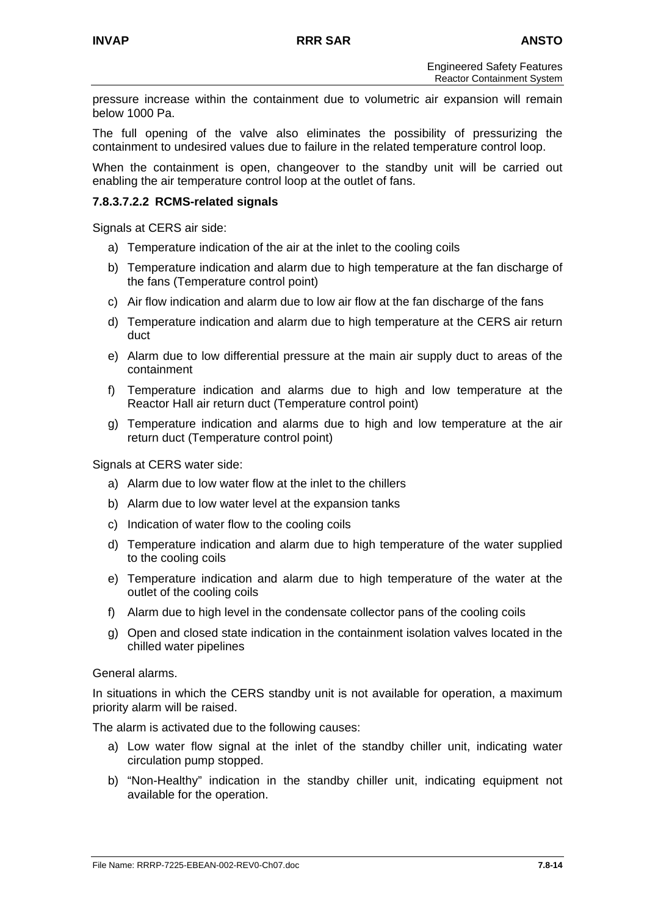pressure increase within the containment due to volumetric air expansion will remain below 1000 Pa.

The full opening of the valve also eliminates the possibility of pressurizing the containment to undesired values due to failure in the related temperature control loop.

When the containment is open, changeover to the standby unit will be carried out enabling the air temperature control loop at the outlet of fans.

#### 7.8.3.7.2.2 RCMS-related signals

Signals at CERS air side:

a) Temperature indication of the air at the inlet to the cooling coils
b) Temperature indication and alarm due to high temperature at the fan discharge of the fans (Temperature control point)
c) Air flow indication and alarm due to low air flow at the fan discharge of the fans
d) Temperature indication and alarm due to high temperature at the CERS air return duct
e) Alarm due to low differential pressure at the main air supply duct to areas of the containment
f) Temperature indication and alarms due to high and low temperature at the Reactor Hall air return duct (Temperature control point)
g) Temperature indication and alarms due to high and low temperature at the air return duct (Temperature control point)

Signals at CERS water side:

a) Alarm due to low water flow at the inlet to the chillers
b) Alarm due to low water level at the expansion tanks
c) Indication of water flow to the cooling coils
d) Temperature indication and alarm due to high temperature of the water supplied to the cooling coils
e) Temperature indication and alarm due to high temperature of the water at the outlet of the cooling coils
f) Alarm due to high level in the condensate collector pans of the cooling coils
g) Open and closed state indication in the containment isolation valves located in the chilled water pipelines

General alarms.

In situations in which the CERS standby unit is not available for operation, a maximum priority alarm will be raised.

The alarm is activated due to the following causes:

a) Low water flow signal at the inlet of the standby chiller unit, indicating water circulation pump stopped.
b) "Non-Healthy" indication in the standby chiller unit, indicating equipment not available for the operation.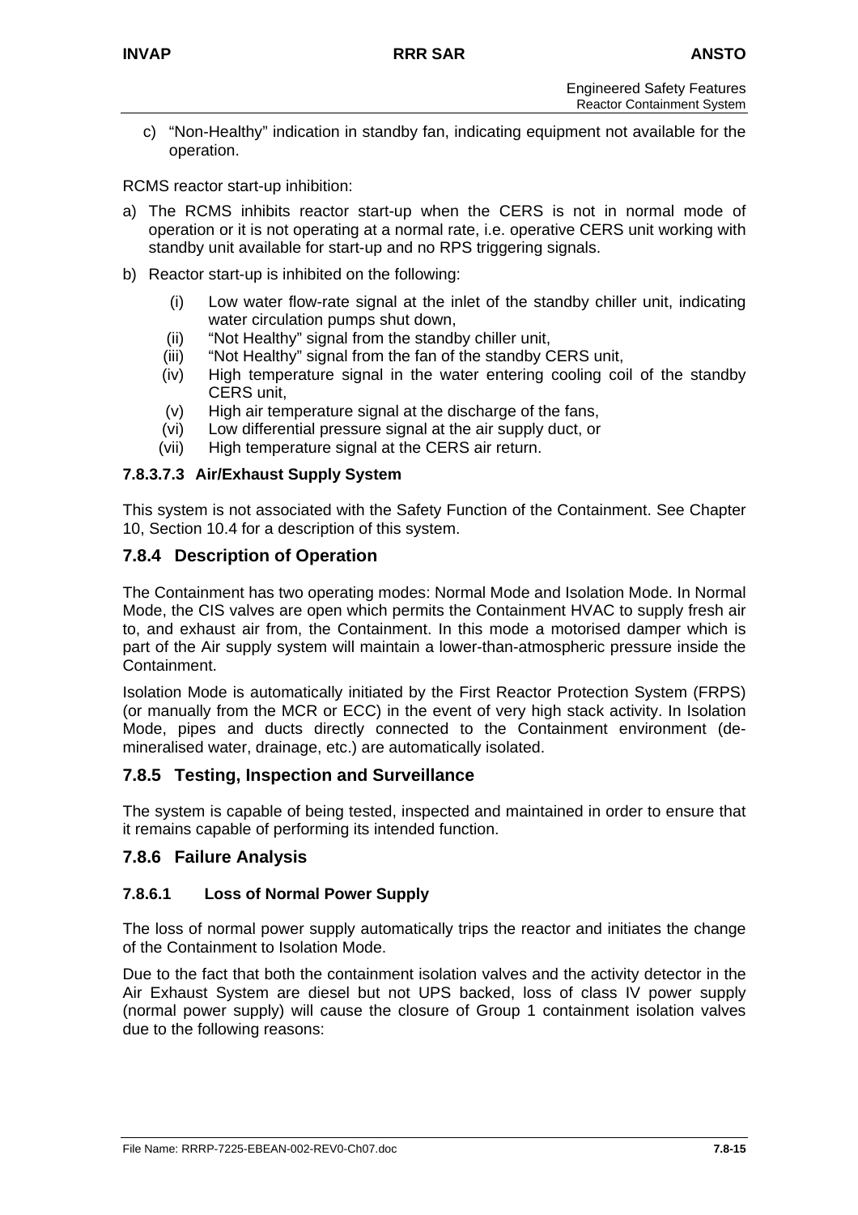c) “Non-Healthy” indication in standby fan, indicating equipment not available for the operation.

RCMS reactor start-up inhibition:

a) The RCMS inhibits reactor start-up when the CERS is not in normal mode of operation or it is not operating at a normal rate, i.e. operative CERS unit working with standby unit available for start-up and no RPS triggering signals.

b) Reactor start-up is inhibited on the following:

    (i) Low water flow-rate signal at the inlet of the standby chiller unit, indicating water circulation pumps shut down,
    (ii) “Not Healthy” signal from the standby chiller unit,
    (iii) “Not Healthy” signal from the fan of the standby CERS unit,
    (iv) High temperature signal in the water entering cooling coil of the standby CERS unit,
    (v) High air temperature signal at the discharge of the fans,
    (vi) Low differential pressure signal at the air supply duct, or
    (vii) High temperature signal at the CERS air return.

#### 7.8.3.7.3 Air/Exhaust Supply System

This system is not associated with the Safety Function of the Containment. See Chapter 10, Section 10.4 for a description of this system.

## 7.8.4 Description of Operation

The Containment has two operating modes: Normal Mode and Isolation Mode. In Normal Mode, the CIS valves are open which permits the Containment HVAC to supply fresh air to, and exhaust air from, the Containment. In this mode a motorised damper which is part of the Air supply system will maintain a lower-than-atmospheric pressure inside the Containment.

Isolation Mode is automatically initiated by the First Reactor Protection System (FRPS) (or manually from the MCR or ECC) in the event of very high stack activity. In Isolation Mode, pipes and ducts directly connected to the Containment environment (de-mineralised water, drainage, etc.) are automatically isolated.

## 7.8.5 Testing, Inspection and Surveillance

The system is capable of being tested, inspected and maintained in order to ensure that it remains capable of performing its intended function.

## 7.8.6 Failure Analysis

### 7.8.6.1 Loss of Normal Power Supply

The loss of normal power supply automatically trips the reactor and initiates the change of the Containment to Isolation Mode.

Due to the fact that both the containment isolation valves and the activity detector in the Air Exhaust System are diesel but not UPS backed, loss of class IV power supply (normal power supply) will cause the closure of Group 1 containment isolation valves due to the following reasons: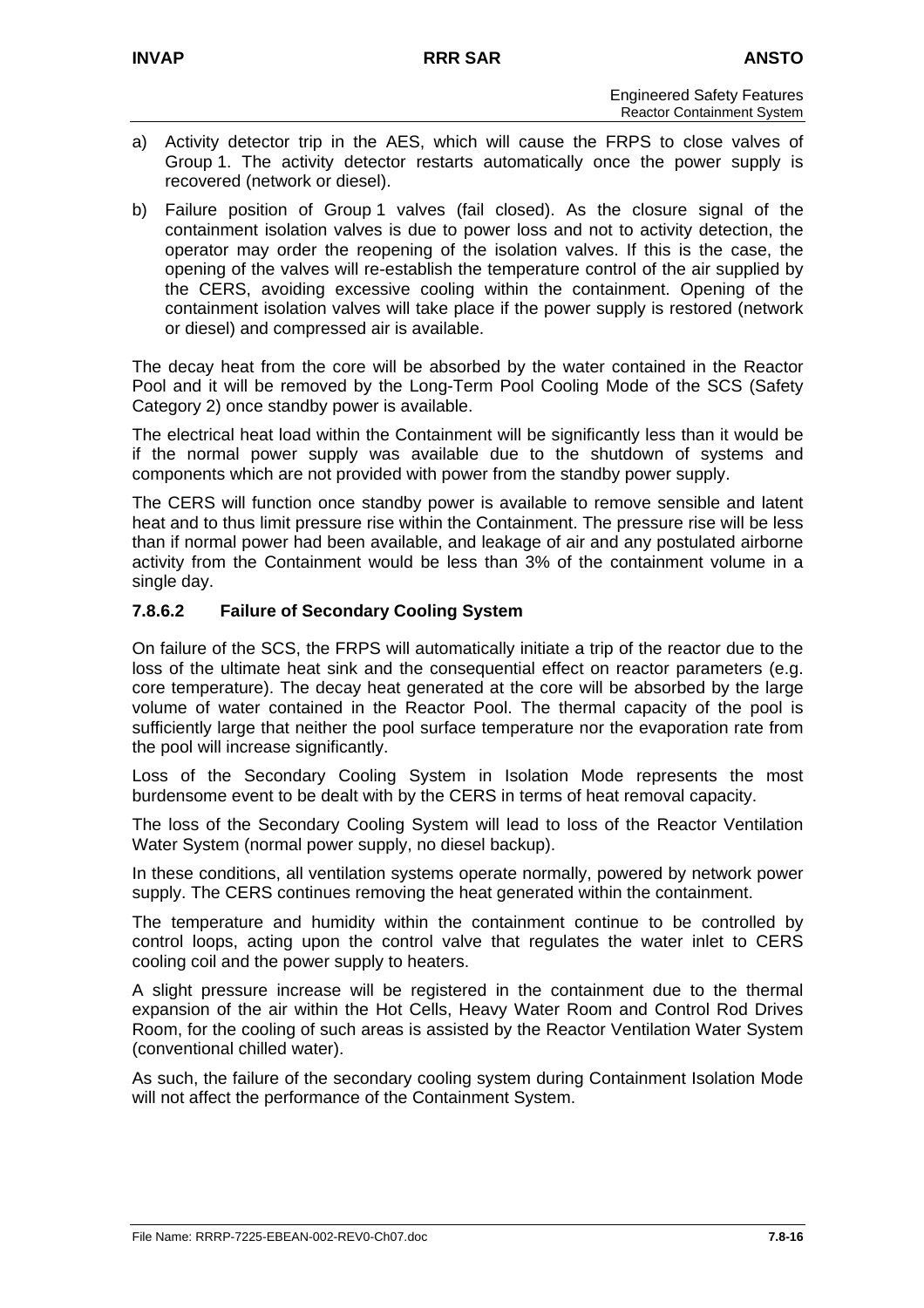a) Activity detector trip in the AES, which will cause the FRPS to close valves of Group 1. The activity detector restarts automatically once the power supply is recovered (network or diesel).

b) Failure position of Group 1 valves (fail closed). As the closure signal of the containment isolation valves is due to power loss and not to activity detection, the operator may order the reopening of the isolation valves. If this is the case, the opening of the valves will re-establish the temperature control of the air supplied by the CERS, avoiding excessive cooling within the containment. Opening of the containment isolation valves will take place if the power supply is restored (network or diesel) and compressed air is available.

The decay heat from the core will be absorbed by the water contained in the Reactor Pool and it will be removed by the Long-Term Pool Cooling Mode of the SCS (Safety Category 2) once standby power is available.

The electrical heat load within the Containment will be significantly less than it would be if the normal power supply was available due to the shutdown of systems and components which are not provided with power from the standby power supply.

The CERS will function once standby power is available to remove sensible and latent heat and to thus limit pressure rise within the Containment. The pressure rise will be less than if normal power had been available, and leakage of air and any postulated airborne activity from the Containment would be less than 3% of the containment volume in a single day.

### 7.8.6.2 Failure of Secondary Cooling System

On failure of the SCS, the FRPS will automatically initiate a trip of the reactor due to the loss of the ultimate heat sink and the consequential effect on reactor parameters (e.g. core temperature). The decay heat generated at the core will be absorbed by the large volume of water contained in the Reactor Pool. The thermal capacity of the pool is sufficiently large that neither the pool surface temperature nor the evaporation rate from the pool will increase significantly.

Loss of the Secondary Cooling System in Isolation Mode represents the most burdensome event to be dealt with by the CERS in terms of heat removal capacity.

The loss of the Secondary Cooling System will lead to loss of the Reactor Ventilation Water System (normal power supply, no diesel backup).

In these conditions, all ventilation systems operate normally, powered by network power supply. The CERS continues removing the heat generated within the containment.

The temperature and humidity within the containment continue to be controlled by control loops, acting upon the control valve that regulates the water inlet to CERS cooling coil and the power supply to heaters.

A slight pressure increase will be registered in the containment due to the thermal expansion of the air within the Hot Cells, Heavy Water Room and Control Rod Drives Room, for the cooling of such areas is assisted by the Reactor Ventilation Water System (conventional chilled water).

As such, the failure of the secondary cooling system during Containment Isolation Mode will not affect the performance of the Containment System.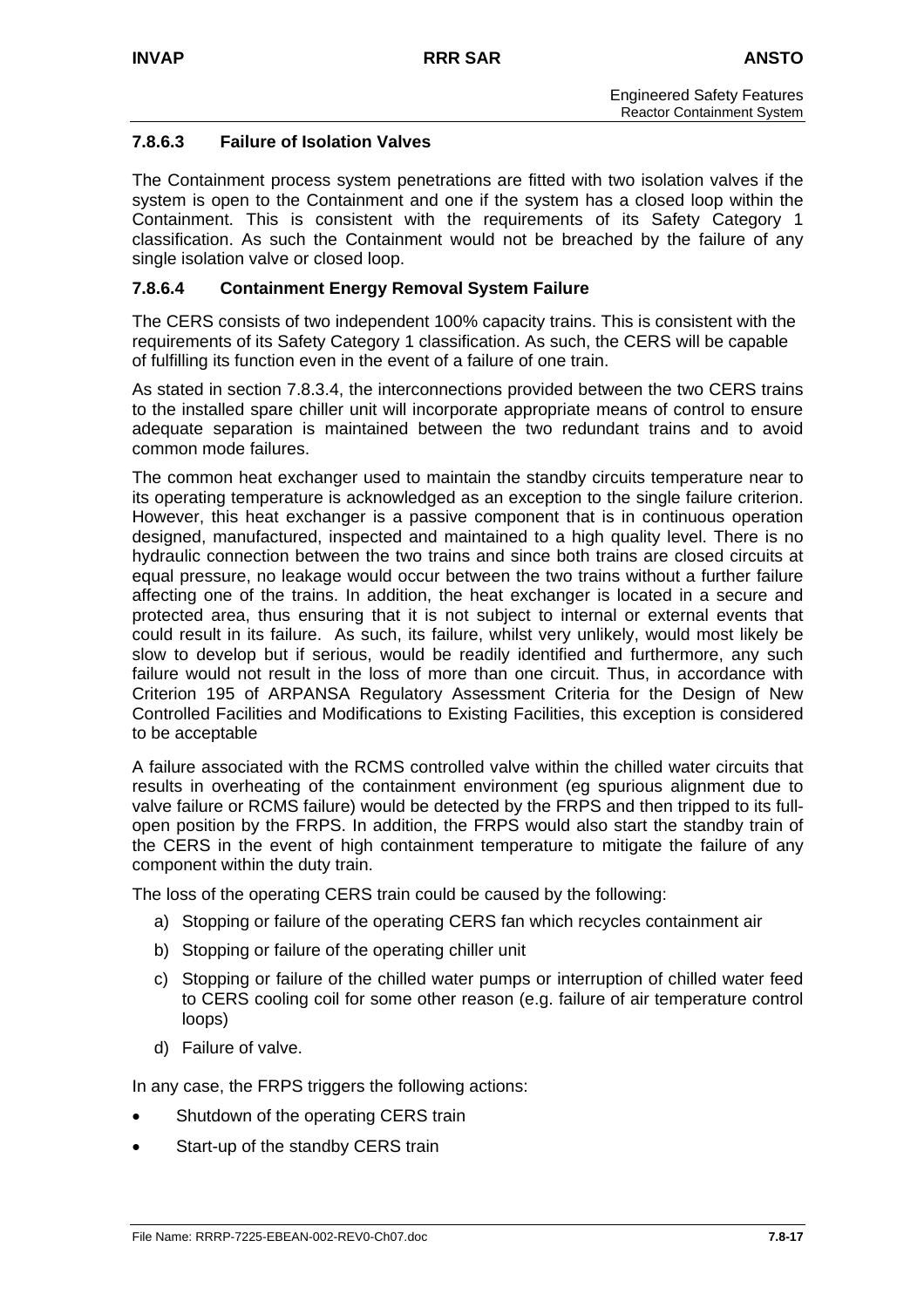### 7.8.6.3 Failure of Isolation Valves

The Containment process system penetrations are fitted with two isolation valves if the system is open to the Containment and one if the system has a closed loop within the Containment. This is consistent with the requirements of its Safety Category 1 classification. As such the Containment would not be breached by the failure of any single isolation valve or closed loop.

### 7.8.6.4 Containment Energy Removal System Failure

The CERS consists of two independent 100% capacity trains. This is consistent with the requirements of its Safety Category 1 classification. As such, the CERS will be capable of fulfilling its function even in the event of a failure of one train.

As stated in section 7.8.3.4, the interconnections provided between the two CERS trains to the installed spare chiller unit will incorporate appropriate means of control to ensure adequate separation is maintained between the two redundant trains and to avoid common mode failures.

The common heat exchanger used to maintain the standby circuits temperature near to its operating temperature is acknowledged as an exception to the single failure criterion. However, this heat exchanger is a passive component that is in continuous operation designed, manufactured, inspected and maintained to a high quality level. There is no hydraulic connection between the two trains and since both trains are closed circuits at equal pressure, no leakage would occur between the two trains without a further failure affecting one of the trains. In addition, the heat exchanger is located in a secure and protected area, thus ensuring that it is not subject to internal or external events that could result in its failure. As such, its failure, whilst very unlikely, would most likely be slow to develop but if serious, would be readily identified and furthermore, any such failure would not result in the loss of more than one circuit. Thus, in accordance with Criterion 195 of ARPANSA Regulatory Assessment Criteria for the Design of New Controlled Facilities and Modifications to Existing Facilities, this exception is considered to be acceptable

A failure associated with the RCMS controlled valve within the chilled water circuits that results in overheating of the containment environment (eg spurious alignment due to valve failure or RCMS failure) would be detected by the FRPS and then tripped to its full-open position by the FRPS. In addition, the FRPS would also start the standby train of the CERS in the event of high containment temperature to mitigate the failure of any component within the duty train.

The loss of the operating CERS train could be caused by the following:

a) Stopping or failure of the operating CERS fan which recycles containment air

b) Stopping or failure of the operating chiller unit

c) Stopping or failure of the chilled water pumps or interruption of chilled water feed to CERS cooling coil for some other reason (e.g. failure of air temperature control loops)

d) Failure of valve.

In any case, the FRPS triggers the following actions:

- Shutdown of the operating CERS train
- Start-up of the standby CERS train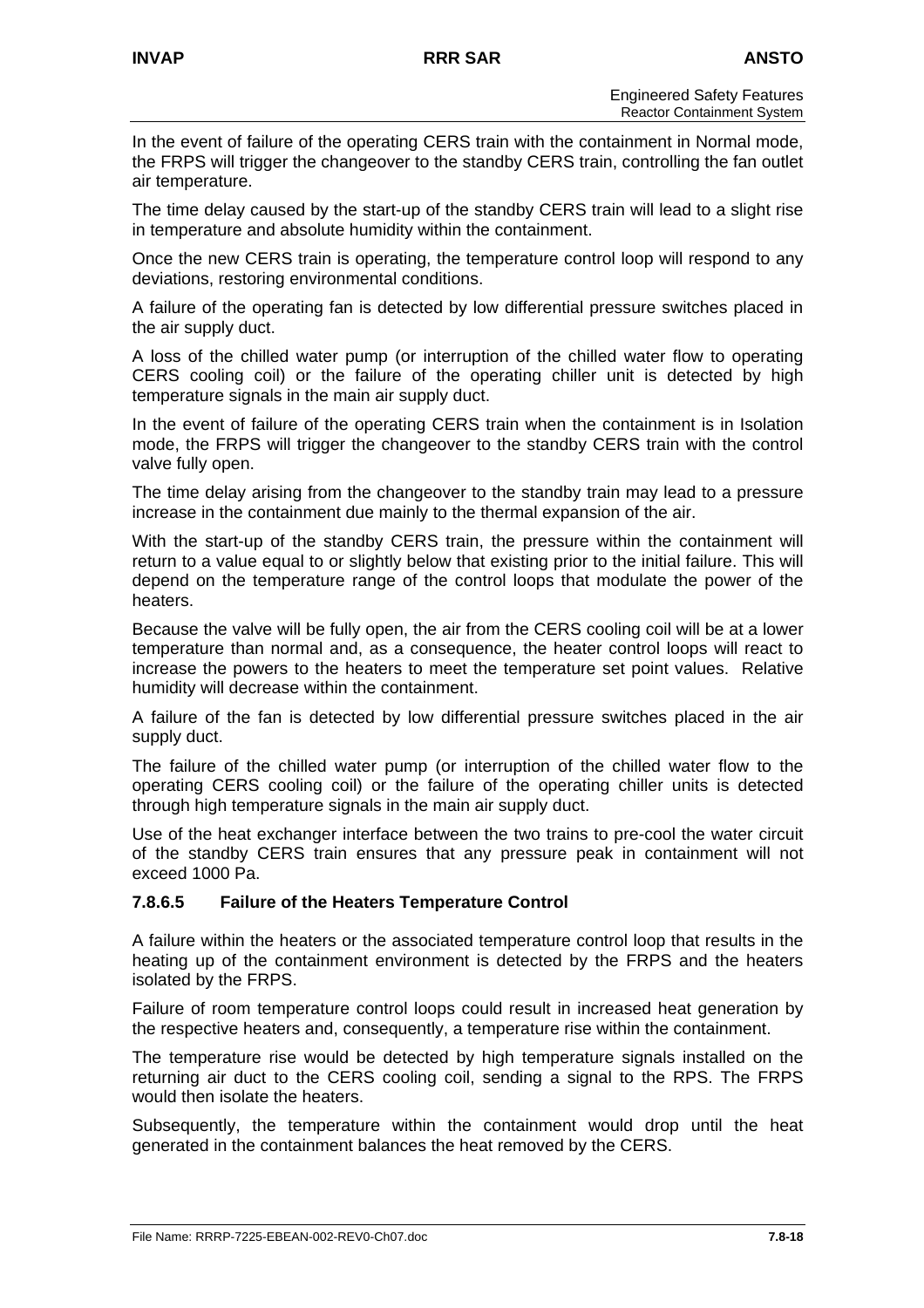In the event of failure of the operating CERS train with the containment in Normal mode, the FRPS will trigger the changeover to the standby CERS train, controlling the fan outlet air temperature.

The time delay caused by the start-up of the standby CERS train will lead to a slight rise in temperature and absolute humidity within the containment.

Once the new CERS train is operating, the temperature control loop will respond to any deviations, restoring environmental conditions.

A failure of the operating fan is detected by low differential pressure switches placed in the air supply duct.

A loss of the chilled water pump (or interruption of the chilled water flow to operating CERS cooling coil) or the failure of the operating chiller unit is detected by high temperature signals in the main air supply duct.

In the event of failure of the operating CERS train when the containment is in Isolation mode, the FRPS will trigger the changeover to the standby CERS train with the control valve fully open.

The time delay arising from the changeover to the standby train may lead to a pressure increase in the containment due mainly to the thermal expansion of the air.

With the start-up of the standby CERS train, the pressure within the containment will return to a value equal to or slightly below that existing prior to the initial failure. This will depend on the temperature range of the control loops that modulate the power of the heaters.

Because the valve will be fully open, the air from the CERS cooling coil will be at a lower temperature than normal and, as a consequence, the heater control loops will react to increase the powers to the heaters to meet the temperature set point values. Relative humidity will decrease within the containment.

A failure of the fan is detected by low differential pressure switches placed in the air supply duct.

The failure of the chilled water pump (or interruption of the chilled water flow to the operating CERS cooling coil) or the failure of the operating chiller units is detected through high temperature signals in the main air supply duct.

Use of the heat exchanger interface between the two trains to pre-cool the water circuit of the standby CERS train ensures that any pressure peak in containment will not exceed 1000 Pa.

#### 7.8.6.5 Failure of the Heaters Temperature Control

A failure within the heaters or the associated temperature control loop that results in the heating up of the containment environment is detected by the FRPS and the heaters isolated by the FRPS.

Failure of room temperature control loops could result in increased heat generation by the respective heaters and, consequently, a temperature rise within the containment.

The temperature rise would be detected by high temperature signals installed on the returning air duct to the CERS cooling coil, sending a signal to the RPS. The FRPS would then isolate the heaters.

Subsequently, the temperature within the containment would drop until the heat generated in the containment balances the heat removed by the CERS.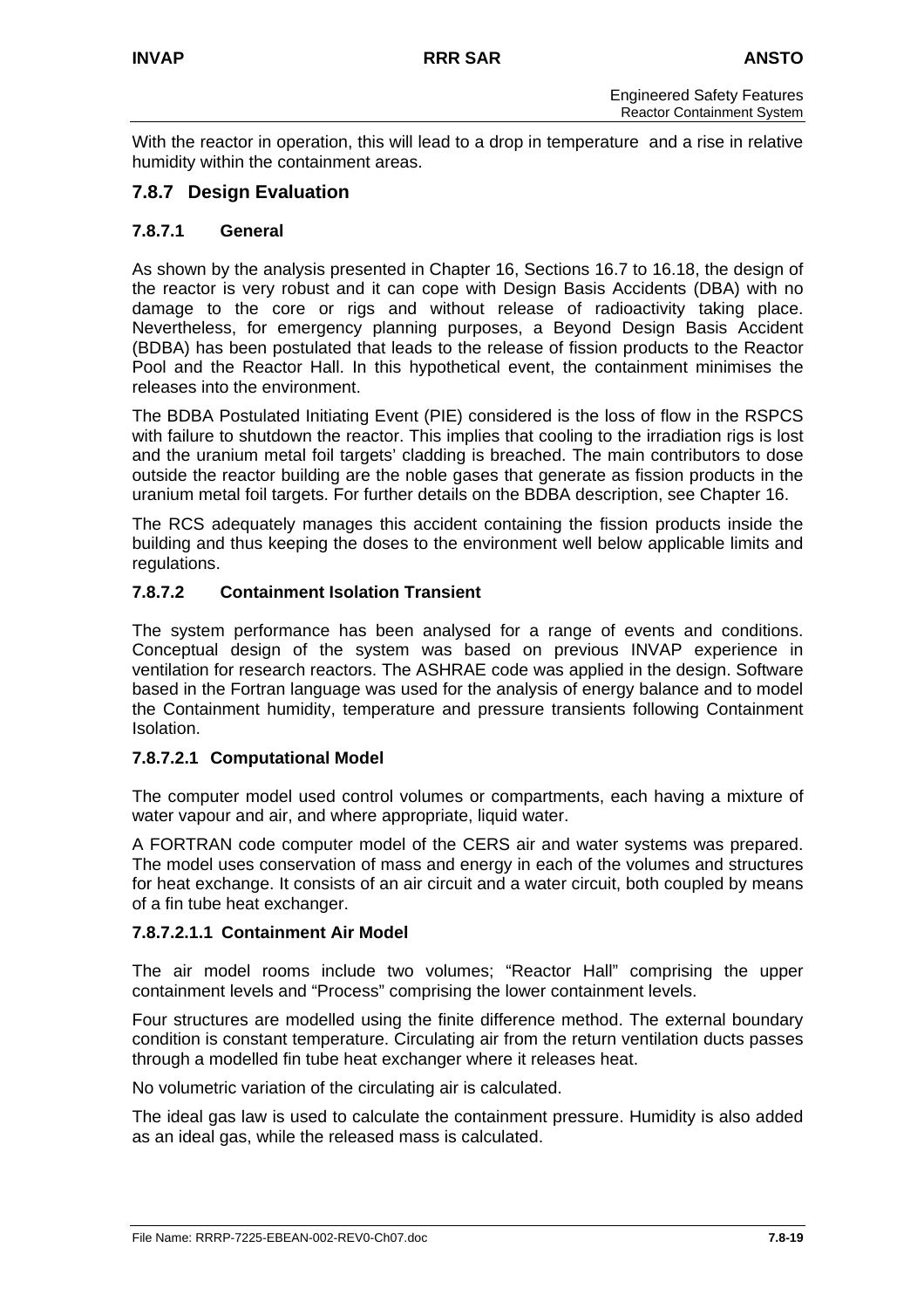With the reactor in operation, this will lead to a drop in temperature and a rise in relative humidity within the containment areas.

## 7.8.7 Design Evaluation

### 7.8.7.1 General

As shown by the analysis presented in Chapter 16, Sections 16.7 to 16.18, the design of the reactor is very robust and it can cope with Design Basis Accidents (DBA) with no damage to the core or rigs and without release of radioactivity taking place. Nevertheless, for emergency planning purposes, a Beyond Design Basis Accident (BDBA) has been postulated that leads to the release of fission products to the Reactor Pool and the Reactor Hall. In this hypothetical event, the containment minimises the releases into the environment.

The BDBA Postulated Initiating Event (PIE) considered is the loss of flow in the RSPCS with failure to shutdown the reactor. This implies that cooling to the irradiation rigs is lost and the uranium metal foil targets' cladding is breached. The main contributors to dose outside the reactor building are the noble gases that generate as fission products in the uranium metal foil targets. For further details on the BDBA description, see Chapter 16.

The RCS adequately manages this accident containing the fission products inside the building and thus keeping the doses to the environment well below applicable limits and regulations.

### 7.8.7.2 Containment Isolation Transient

The system performance has been analysed for a range of events and conditions. Conceptual design of the system was based on previous INVAP experience in ventilation for research reactors. The ASHRAE code was applied in the design. Software based in the Fortran language was used for the analysis of energy balance and to model the Containment humidity, temperature and pressure transients following Containment Isolation.

#### 7.8.7.2.1 Computational Model

The computer model used control volumes or compartments, each having a mixture of water vapour and air, and where appropriate, liquid water.

A FORTRAN code computer model of the CERS air and water systems was prepared. The model uses conservation of mass and energy in each of the volumes and structures for heat exchange. It consists of an air circuit and a water circuit, both coupled by means of a fin tube heat exchanger.

##### 7.8.7.2.1.1 Containment Air Model

The air model rooms include two volumes; "Reactor Hall" comprising the upper containment levels and "Process" comprising the lower containment levels.

Four structures are modelled using the finite difference method. The external boundary condition is constant temperature. Circulating air from the return ventilation ducts passes through a modelled fin tube heat exchanger where it releases heat.

No volumetric variation of the circulating air is calculated.

The ideal gas law is used to calculate the containment pressure. Humidity is also added as an ideal gas, while the released mass is calculated.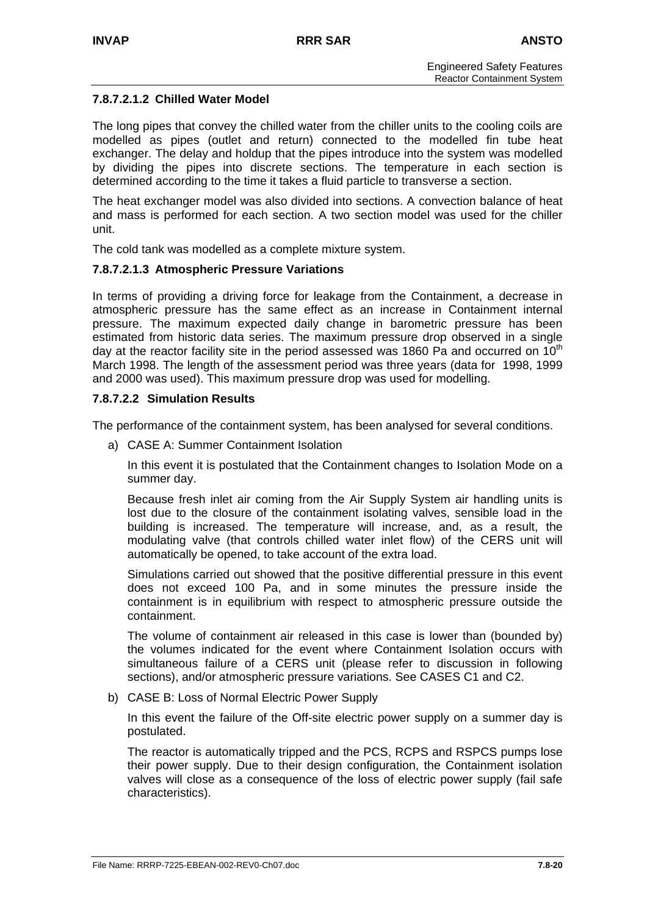#### 7.8.7.2.1.2 Chilled Water Model

The long pipes that convey the chilled water from the chiller units to the cooling coils are modelled as pipes (outlet and return) connected to the modelled fin tube heat exchanger. The delay and holdup that the pipes introduce into the system was modelled by dividing the pipes into discrete sections. The temperature in each section is determined according to the time it takes a fluid particle to transverse a section.

The heat exchanger model was also divided into sections. A convection balance of heat and mass is performed for each section. A two section model was used for the chiller unit.

The cold tank was modelled as a complete mixture system.

#### 7.8.7.2.1.3 Atmospheric Pressure Variations

In terms of providing a driving force for leakage from the Containment, a decrease in atmospheric pressure has the same effect as an increase in Containment internal pressure. The maximum expected daily change in barometric pressure has been estimated from historic data series. The maximum pressure drop observed in a single day at the reactor facility site in the period assessed was 1860 Pa and occurred on 10th March 1998. The length of the assessment period was three years (data for 1998, 1999 and 2000 was used). This maximum pressure drop was used for modelling.

#### 7.8.7.2.2 Simulation Results

The performance of the containment system, has been analysed for several conditions.

a) CASE A: Summer Containment Isolation

   In this event it is postulated that the Containment changes to Isolation Mode on a summer day.

   Because fresh inlet air coming from the Air Supply System air handling units is lost due to the closure of the containment isolating valves, sensible load in the building is increased. The temperature will increase, and, as a result, the modulating valve (that controls chilled water inlet flow) of the CERS unit will automatically be opened, to take account of the extra load.

   Simulations carried out showed that the positive differential pressure in this event does not exceed 100 Pa, and in some minutes the pressure inside the containment is in equilibrium with respect to atmospheric pressure outside the containment.

   The volume of containment air released in this case is lower than (bounded by) the volumes indicated for the event where Containment Isolation occurs with simultaneous failure of a CERS unit (please refer to discussion in following sections), and/or atmospheric pressure variations. See CASES C1 and C2.

b) CASE B: Loss of Normal Electric Power Supply

   In this event the failure of the Off-site electric power supply on a summer day is postulated.

   The reactor is automatically tripped and the PCS, RCPS and RSPCS pumps lose their power supply. Due to their design configuration, the Containment isolation valves will close as a consequence of the loss of electric power supply (fail safe characteristics).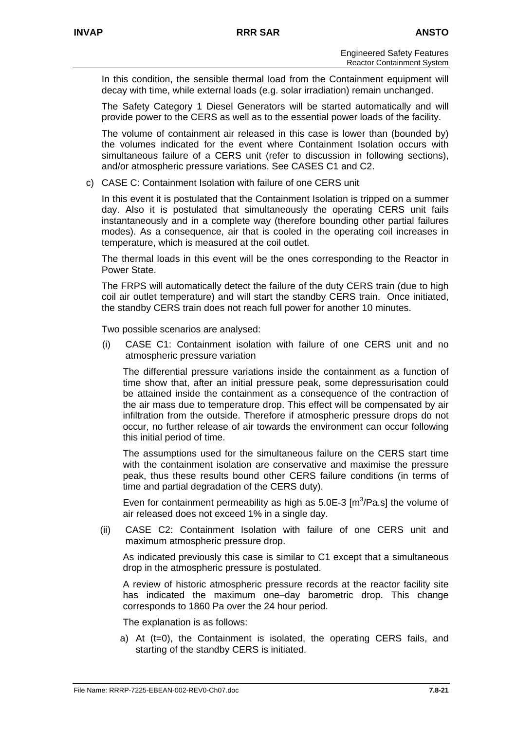In this condition, the sensible thermal load from the Containment equipment will decay with time, while external loads (e.g. solar irradiation) remain unchanged.

The Safety Category 1 Diesel Generators will be started automatically and will provide power to the CERS as well as to the essential power loads of the facility.

The volume of containment air released in this case is lower than (bounded by) the volumes indicated for the event where Containment Isolation occurs with simultaneous failure of a CERS unit (refer to discussion in following sections), and/or atmospheric pressure variations. See CASES C1 and C2.

c) CASE C: Containment Isolation with failure of one CERS unit

In this event it is postulated that the Containment Isolation is tripped on a summer day. Also it is postulated that simultaneously the operating CERS unit fails instantaneously and in a complete way (therefore bounding other partial failures modes). As a consequence, air that is cooled in the operating coil increases in temperature, which is measured at the coil outlet.

The thermal loads in this event will be the ones corresponding to the Reactor in Power State.

The FRPS will automatically detect the failure of the duty CERS train (due to high coil air outlet temperature) and will start the standby CERS train. Once initiated, the standby CERS train does not reach full power for another 10 minutes.

Two possible scenarios are analysed:

(i) CASE C1: Containment isolation with failure of one CERS unit and no atmospheric pressure variation

The differential pressure variations inside the containment as a function of time show that, after an initial pressure peak, some depressurisation could be attained inside the containment as a consequence of the contraction of the air mass due to temperature drop. This effect will be compensated by air infiltration from the outside. Therefore if atmospheric pressure drops do not occur, no further release of air towards the environment can occur following this initial period of time.

The assumptions used for the simultaneous failure on the CERS start time with the containment isolation are conservative and maximise the pressure peak, thus these results bound other CERS failure conditions (in terms of time and partial degradation of the CERS duty).

Even for containment permeability as high as 5.0E-3 [$m^3$/Pa.s] the volume of air released does not exceed 1% in a single day.

(ii) CASE C2: Containment Isolation with failure of one CERS unit and maximum atmospheric pressure drop.

As indicated previously this case is similar to C1 except that a simultaneous drop in the atmospheric pressure is postulated.

A review of historic atmospheric pressure records at the reactor facility site has indicated the maximum one–day barometric drop. This change corresponds to 1860 Pa over the 24 hour period.

The explanation is as follows:

a) At (t=0), the Containment is isolated, the operating CERS fails, and starting of the standby CERS is initiated.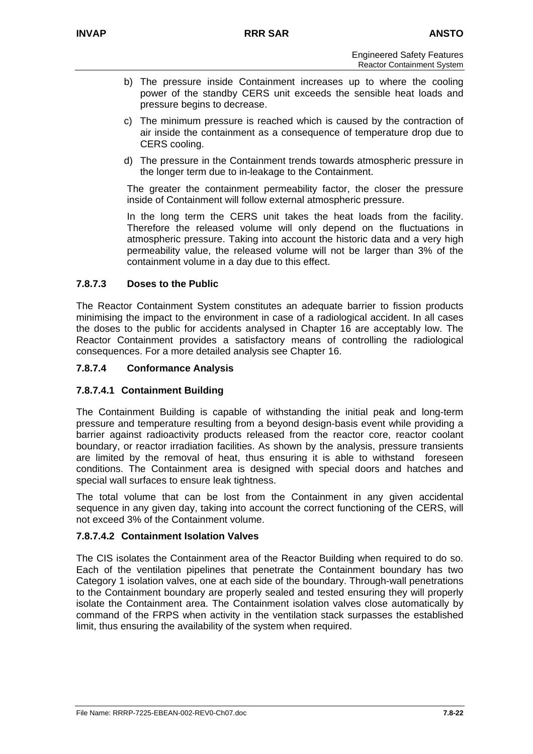b) The pressure inside Containment increases up to where the cooling power of the standby CERS unit exceeds the sensible heat loads and pressure begins to decrease.

c) The minimum pressure is reached which is caused by the contraction of air inside the containment as a consequence of temperature drop due to CERS cooling.

d) The pressure in the Containment trends towards atmospheric pressure in the longer term due to in-leakage to the Containment.

The greater the containment permeability factor, the closer the pressure inside of Containment will follow external atmospheric pressure.

In the long term the CERS unit takes the heat loads from the facility. Therefore the released volume will only depend on the fluctuations in atmospheric pressure. Taking into account the historic data and a very high permeability value, the released volume will not be larger than 3% of the containment volume in a day due to this effect.

### 7.8.7.3 Doses to the Public

The Reactor Containment System constitutes an adequate barrier to fission products minimising the impact to the environment in case of a radiological accident. In all cases the doses to the public for accidents analysed in Chapter 16 are acceptably low. The Reactor Containment provides a satisfactory means of controlling the radiological consequences. For a more detailed analysis see Chapter 16.

### 7.8.7.4 Conformance Analysis

#### 7.8.7.4.1 Containment Building

The Containment Building is capable of withstanding the initial peak and long-term pressure and temperature resulting from a beyond design-basis event while providing a barrier against radioactivity products released from the reactor core, reactor coolant boundary, or reactor irradiation facilities. As shown by the analysis, pressure transients are limited by the removal of heat, thus ensuring it is able to withstand foreseen conditions. The Containment area is designed with special doors and hatches and special wall surfaces to ensure leak tightness.

The total volume that can be lost from the Containment in any given accidental sequence in any given day, taking into account the correct functioning of the CERS, will not exceed 3% of the Containment volume.

#### 7.8.7.4.2 Containment Isolation Valves

The CIS isolates the Containment area of the Reactor Building when required to do so. Each of the ventilation pipelines that penetrate the Containment boundary has two Category 1 isolation valves, one at each side of the boundary. Through-wall penetrations to the Containment boundary are properly sealed and tested ensuring they will properly isolate the Containment area. The Containment isolation valves close automatically by command of the FRPS when activity in the ventilation stack surpasses the established limit, thus ensuring the availability of the system when required.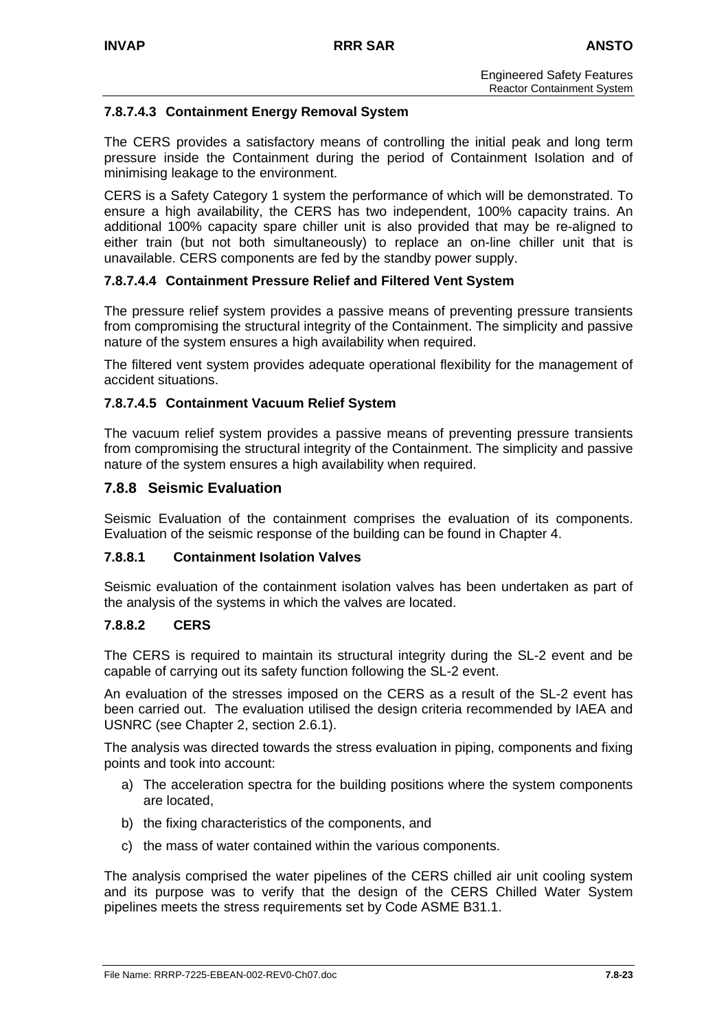#### 7.8.7.4.3 Containment Energy Removal System

The CERS provides a satisfactory means of controlling the initial peak and long term pressure inside the Containment during the period of Containment Isolation and of minimising leakage to the environment.

CERS is a Safety Category 1 system the performance of which will be demonstrated. To ensure a high availability, the CERS has two independent, 100% capacity trains. An additional 100% capacity spare chiller unit is also provided that may be re-aligned to either train (but not both simultaneously) to replace an on-line chiller unit that is unavailable. CERS components are fed by the standby power supply.

#### 7.8.7.4.4 Containment Pressure Relief and Filtered Vent System

The pressure relief system provides a passive means of preventing pressure transients from compromising the structural integrity of the Containment. The simplicity and passive nature of the system ensures a high availability when required.

The filtered vent system provides adequate operational flexibility for the management of accident situations.

#### 7.8.7.4.5 Containment Vacuum Relief System

The vacuum relief system provides a passive means of preventing pressure transients from compromising the structural integrity of the Containment. The simplicity and passive nature of the system ensures a high availability when required.

## 7.8.8 Seismic Evaluation

Seismic Evaluation of the containment comprises the evaluation of its components. Evaluation of the seismic response of the building can be found in Chapter 4.

### 7.8.8.1 Containment Isolation Valves

Seismic evaluation of the containment isolation valves has been undertaken as part of the analysis of the systems in which the valves are located.

### 7.8.8.2 CERS

The CERS is required to maintain its structural integrity during the SL-2 event and be capable of carrying out its safety function following the SL-2 event.

An evaluation of the stresses imposed on the CERS as a result of the SL-2 event has been carried out. The evaluation utilised the design criteria recommended by IAEA and USNRC (see Chapter 2, section 2.6.1).

The analysis was directed towards the stress evaluation in piping, components and fixing points and took into account:

a) The acceleration spectra for the building positions where the system components are located,
b) the fixing characteristics of the components, and
c) the mass of water contained within the various components.

The analysis comprised the water pipelines of the CERS chilled air unit cooling system and its purpose was to verify that the design of the CERS Chilled Water System pipelines meets the stress requirements set by Code ASME B31.1.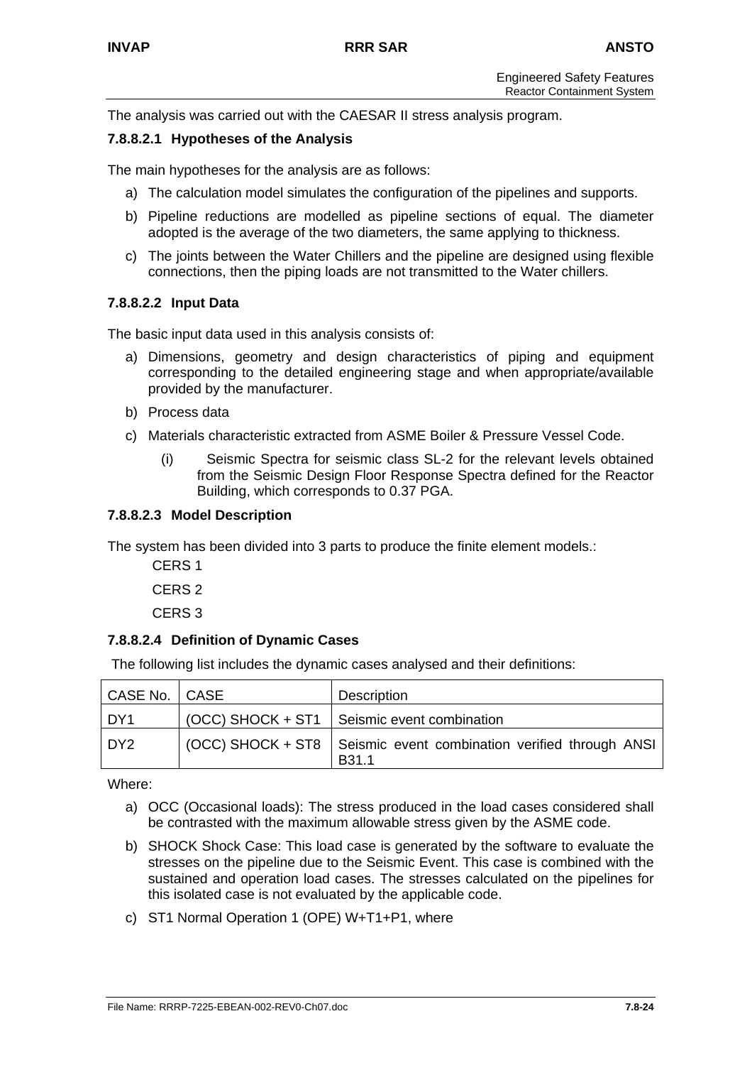The analysis was carried out with the CAESAR II stress analysis program.

#### 7.8.8.2.1 Hypotheses of the Analysis

The main hypotheses for the analysis are as follows:

a) The calculation model simulates the configuration of the pipelines and supports.

b) Pipeline reductions are modelled as pipeline sections of equal. The diameter adopted is the average of the two diameters, the same applying to thickness.

c) The joints between the Water Chillers and the pipeline are designed using flexible connections, then the piping loads are not transmitted to the Water chillers.

#### 7.8.8.2.2 Input Data

The basic input data used in this analysis consists of:

a) Dimensions, geometry and design characteristics of piping and equipment corresponding to the detailed engineering stage and when appropriate/available provided by the manufacturer.

b) Process data

c) Materials characteristic extracted from ASME Boiler & Pressure Vessel Code.

   (i) Seismic Spectra for seismic class SL-2 for the relevant levels obtained from the Seismic Design Floor Response Spectra defined for the Reactor Building, which corresponds to 0.37 PGA.

#### 7.8.8.2.3 Model Description

The system has been divided into 3 parts to produce the finite element models.:

CERS 1

CERS 2

CERS 3

#### 7.8.8.2.4 Definition of Dynamic Cases

The following list includes the dynamic cases analysed and their definitions:

| CASE No. | CASE | Description |
|---|---|---|
| DY1 | (OCC) SHOCK + ST1 | Seismic event combination |
| DY2 | (OCC) SHOCK + ST8 | Seismic event combination verified through ANSI B31.1 |

Where:

a) OCC (Occasional loads): The stress produced in the load cases considered shall be contrasted with the maximum allowable stress given by the ASME code.

b) SHOCK Shock Case: This load case is generated by the software to evaluate the stresses on the pipeline due to the Seismic Event. This case is combined with the sustained and operation load cases. The stresses calculated on the pipelines for this isolated case is not evaluated by the applicable code.

c) ST1 Normal Operation 1 (OPE) W+T1+P1, where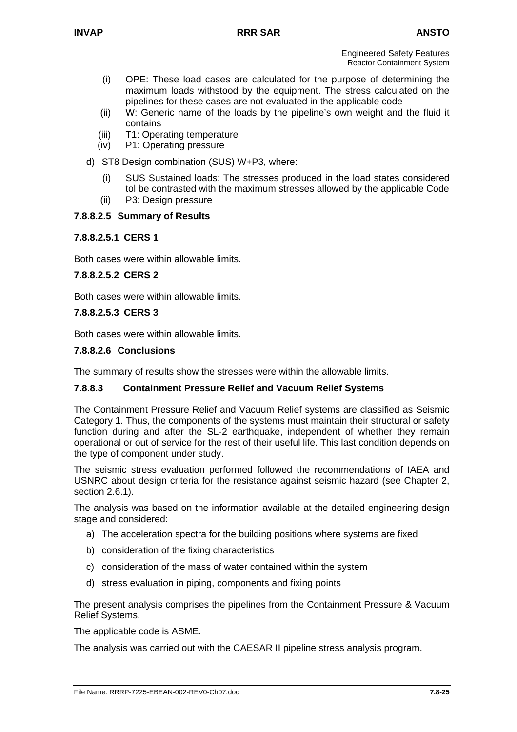(i) OPE: These load cases are calculated for the purpose of determining the maximum loads withstood by the equipment. The stress calculated on the pipelines for these cases are not evaluated in the applicable code

(ii) W: Generic name of the loads by the pipeline's own weight and the fluid it contains

(iii) T1: Operating temperature

(iv) P1: Operating pressure

d) ST8 Design combination (SUS) W+P3, where:

(i) SUS Sustained loads: The stresses produced in the load states considered tol be contrasted with the maximum stresses allowed by the applicable Code

(ii) P3: Design pressure

#### 7.8.8.2.5 Summary of Results

##### 7.8.8.2.5.1 CERS 1

Both cases were within allowable limits.

##### 7.8.8.2.5.2 CERS 2

Both cases were within allowable limits.

##### 7.8.8.2.5.3 CERS 3

Both cases were within allowable limits.

#### 7.8.8.2.6 Conclusions

The summary of results show the stresses were within the allowable limits.

### 7.8.8.3 Containment Pressure Relief and Vacuum Relief Systems

The Containment Pressure Relief and Vacuum Relief systems are classified as Seismic Category 1. Thus, the components of the systems must maintain their structural or safety function during and after the SL-2 earthquake, independent of whether they remain operational or out of service for the rest of their useful life. This last condition depends on the type of component under study.

The seismic stress evaluation performed followed the recommendations of IAEA and USNRC about design criteria for the resistance against seismic hazard (see Chapter 2, section 2.6.1).

The analysis was based on the information available at the detailed engineering design stage and considered:

a) The acceleration spectra for the building positions where systems are fixed

b) consideration of the fixing characteristics

c) consideration of the mass of water contained within the system

d) stress evaluation in piping, components and fixing points

The present analysis comprises the pipelines from the Containment Pressure & Vacuum Relief Systems.

The applicable code is ASME.

The analysis was carried out with the CAESAR II pipeline stress analysis program.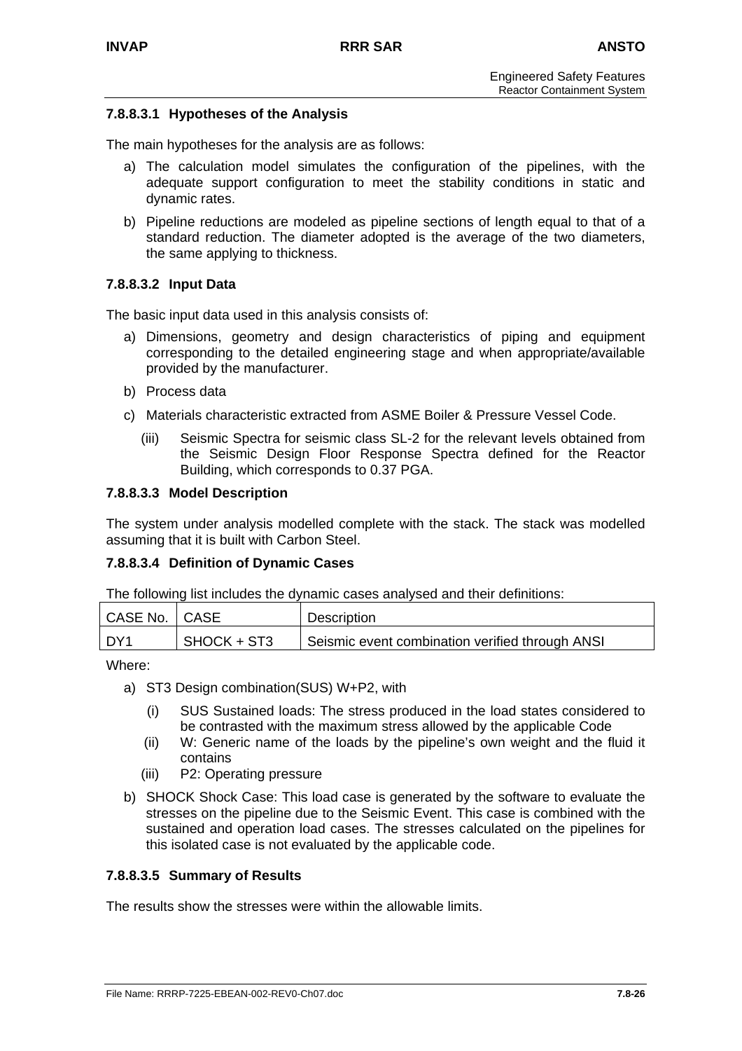#### 7.8.8.3.1 Hypotheses of the Analysis

The main hypotheses for the analysis are as follows:

a) The calculation model simulates the configuration of the pipelines, with the adequate support configuration to meet the stability conditions in static and dynamic rates.

b) Pipeline reductions are modeled as pipeline sections of length equal to that of a standard reduction. The diameter adopted is the average of the two diameters, the same applying to thickness.

#### 7.8.8.3.2 Input Data

The basic input data used in this analysis consists of:

a) Dimensions, geometry and design characteristics of piping and equipment corresponding to the detailed engineering stage and when appropriate/available provided by the manufacturer.

b) Process data

c) Materials characteristic extracted from ASME Boiler & Pressure Vessel Code.

   (iii) Seismic Spectra for seismic class SL-2 for the relevant levels obtained from the Seismic Design Floor Response Spectra defined for the Reactor Building, which corresponds to 0.37 PGA.

#### 7.8.8.3.3 Model Description

The system under analysis modelled complete with the stack. The stack was modelled assuming that it is built with Carbon Steel.

#### 7.8.8.3.4 Definition of Dynamic Cases

The following list includes the dynamic cases analysed and their definitions:

| CASE No. | CASE | Description |
|---|---|---|
| DY1 | SHOCK + ST3 | Seismic event combination verified through ANSI |

Where:

a) ST3 Design combination(SUS) W+P2, with

   (i) SUS Sustained loads: The stress produced in the load states considered to be contrasted with the maximum stress allowed by the applicable Code

   (ii) W: Generic name of the loads by the pipeline's own weight and the fluid it contains

   (iii) P2: Operating pressure

b) SHOCK Shock Case: This load case is generated by the software to evaluate the stresses on the pipeline due to the Seismic Event. This case is combined with the sustained and operation load cases. The stresses calculated on the pipelines for this isolated case is not evaluated by the applicable code.

#### 7.8.8.3.5 Summary of Results

The results show the stresses were within the allowable limits.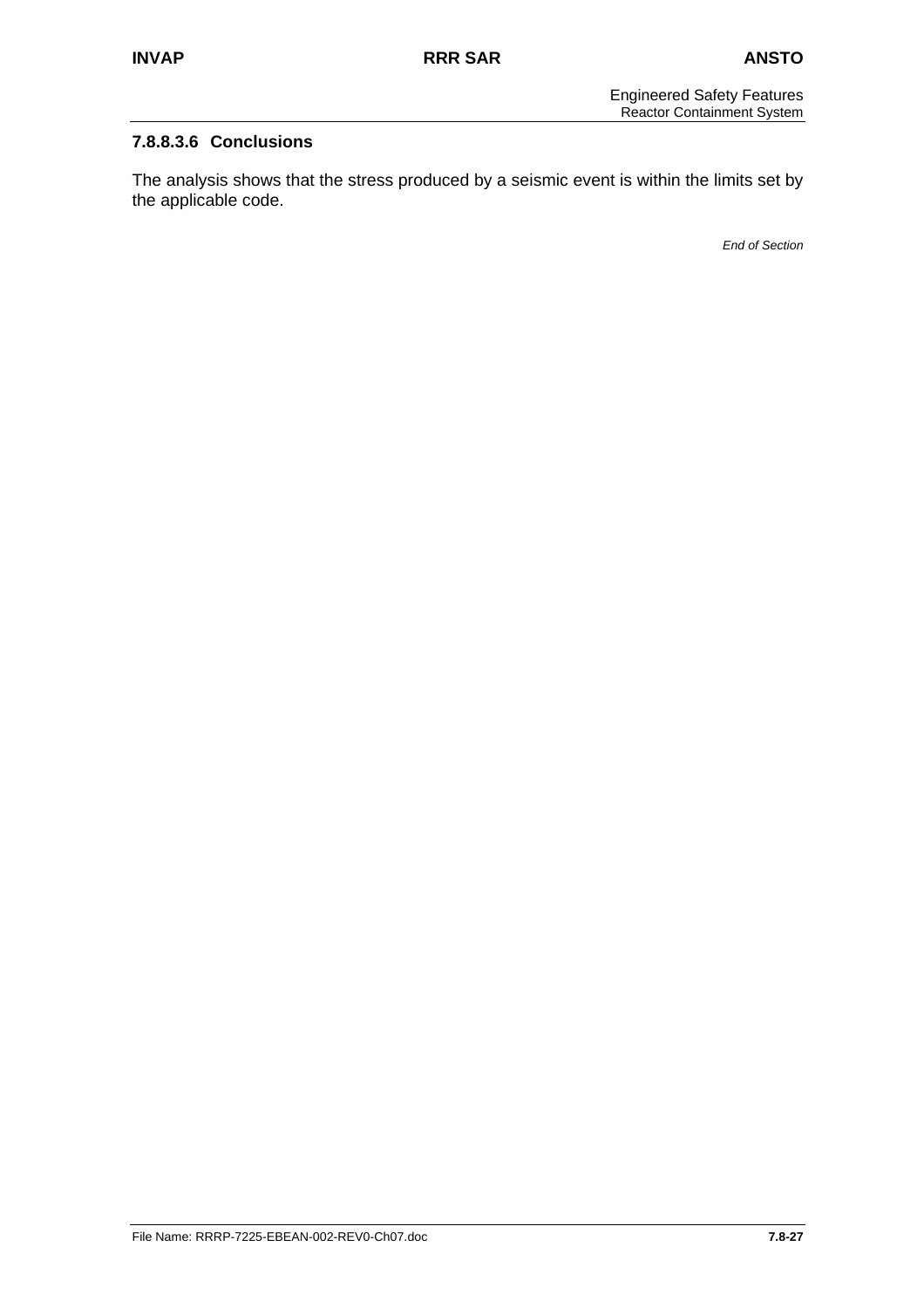#### 7.8.8.3.6 Conclusions

The analysis shows that the stress produced by a seismic event is within the limits set by the applicable code.

*End of Section*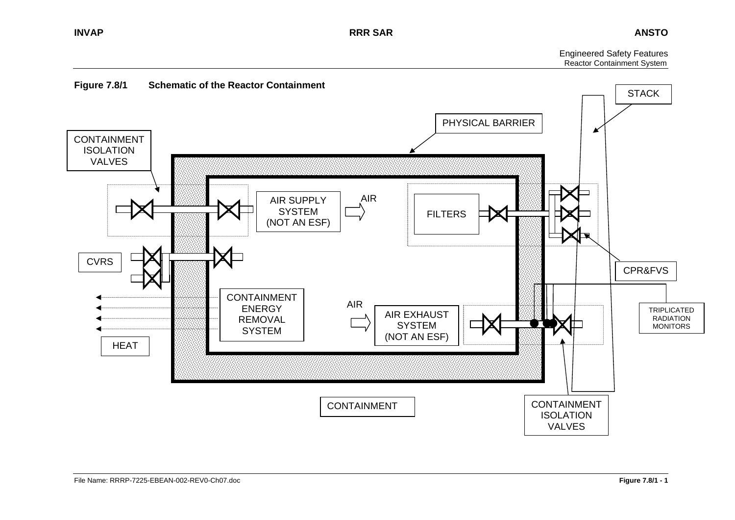**Figure 7.8/1 Schematic of the Reactor Containment**

STACK

PHYSICAL BARRIER

CONTAINMENT ISOLATION VALVES

AIR SUPPLY SYSTEM (NOT AN ESF)

AIR

FILTERS

CVRS

CPR&FVS

CONTAINMENT ENERGY REMOVAL SYSTEM

AIR

AIR EXHAUST SYSTEM (NOT AN ESF)

TRIPLICATED RADIATION MONITORS

HEAT

CONTAINMENT

CONTAINMENT ISOLATION VALVES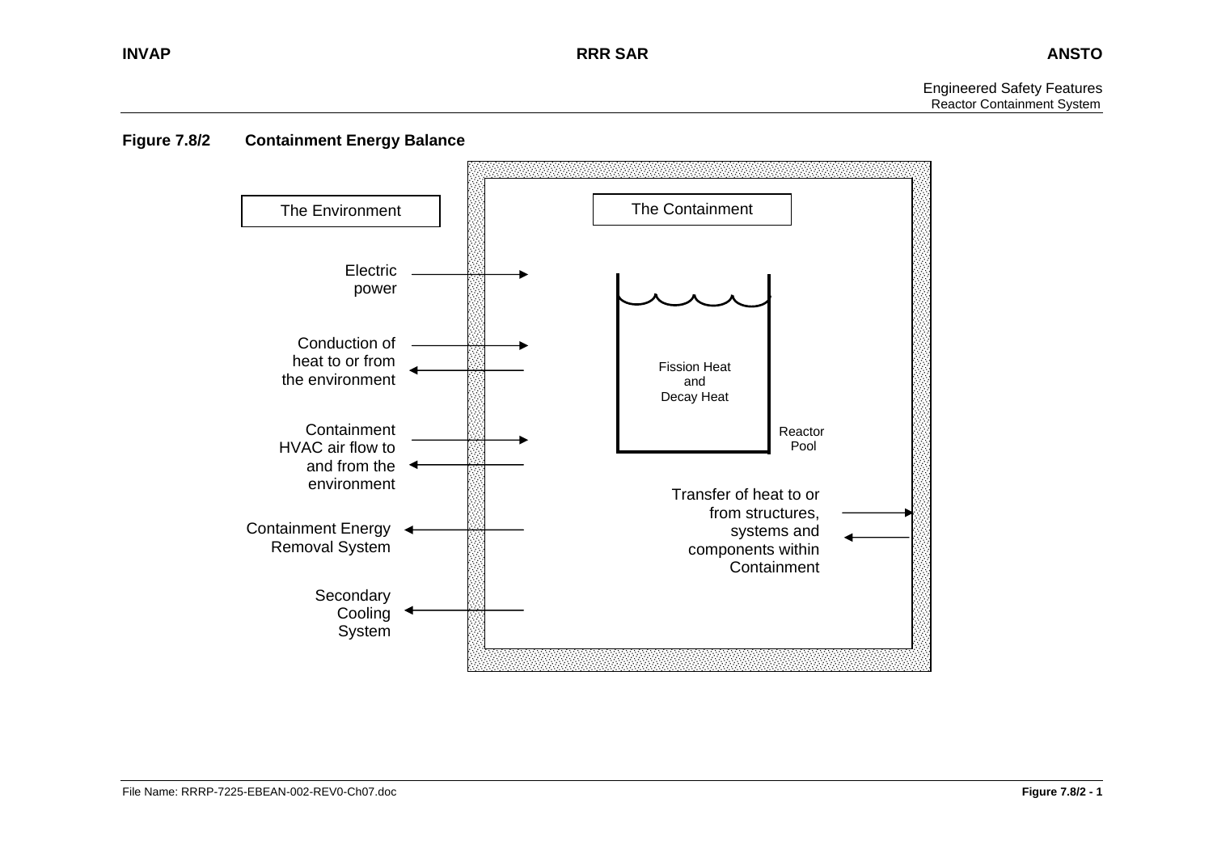**Figure 7.8/2 Containment Energy Balance**

The Environment

The Containment

Electric power

Conduction of heat to or from the environment

Containment HVAC air flow to and from the environment

Containment Energy Removal System

Secondary Cooling System

Fission Heat and Decay Heat

Reactor Pool

Transfer of heat to or from structures, systems and components within Containment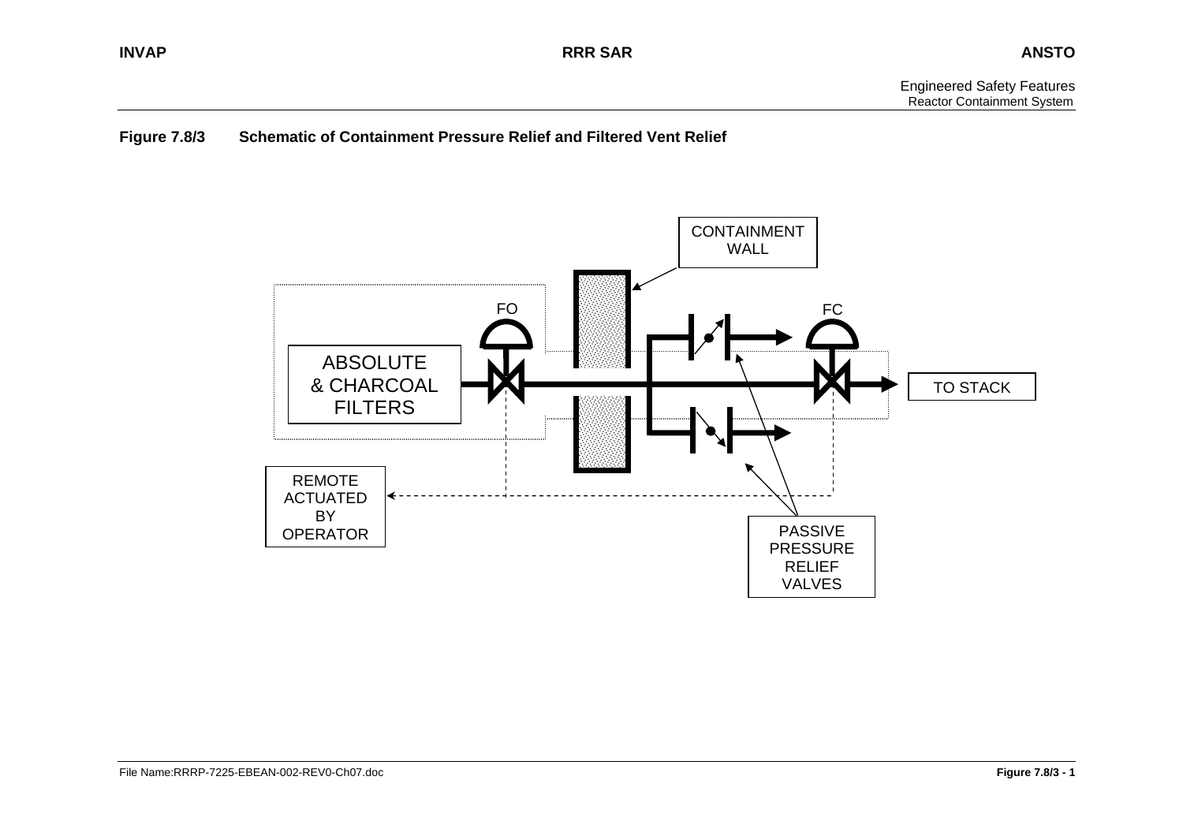**Figure 7.8/3 Schematic of Containment Pressure Relief and Filtered Vent Relief**

CONTAINMENT WALL

FO

FC

ABSOLUTE & CHARCOAL FILTERS

TO STACK

REMOTE ACTUATED BY OPERATOR

PASSIVE PRESSURE RELIEF VALVES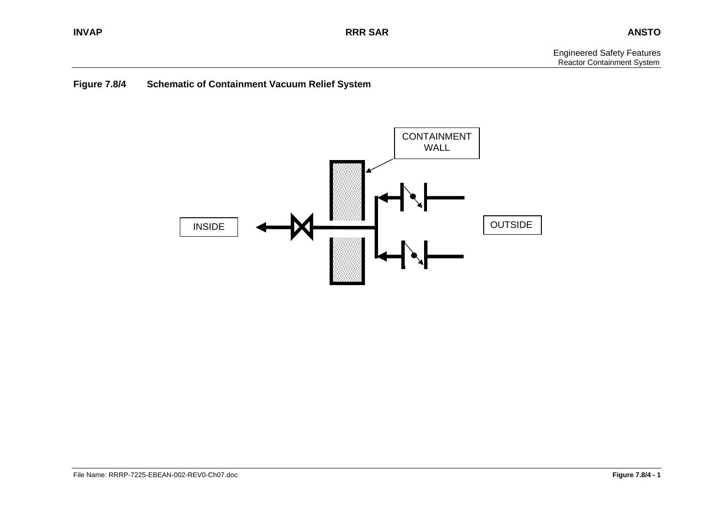**Figure 7.8/4 Schematic of Containment Vacuum Relief System**

CONTAINMENT WALL

INSIDE

OUTSIDE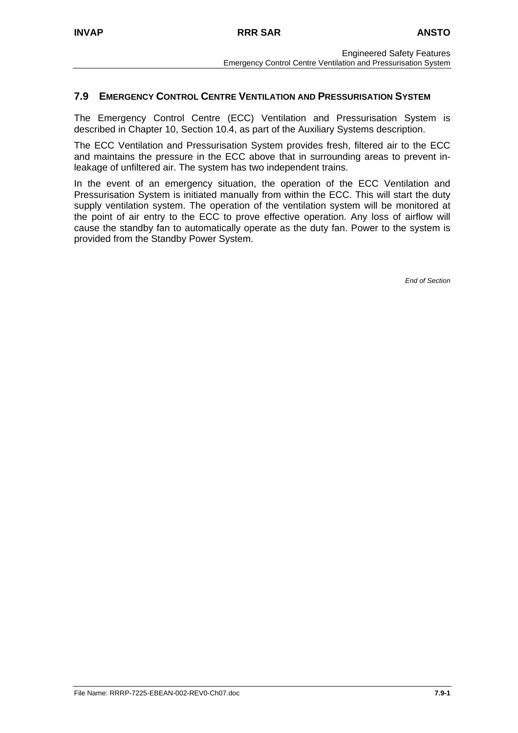## 7.9 EMERGENCY CONTROL CENTRE VENTILATION AND PRESSURISATION SYSTEM

The Emergency Control Centre (ECC) Ventilation and Pressurisation System is described in Chapter 10, Section 10.4, as part of the Auxiliary Systems description.

The ECC Ventilation and Pressurisation System provides fresh, filtered air to the ECC and maintains the pressure in the ECC above that in surrounding areas to prevent in-leakage of unfiltered air. The system has two independent trains.

In the event of an emergency situation, the operation of the ECC Ventilation and Pressurisation System is initiated manually from within the ECC. This will start the duty supply ventilation system. The operation of the ventilation system will be monitored at the point of air entry to the ECC to prove effective operation. Any loss of airflow will cause the standby fan to automatically operate as the duty fan. Power to the system is provided from the Standby Power System.

*End of Section*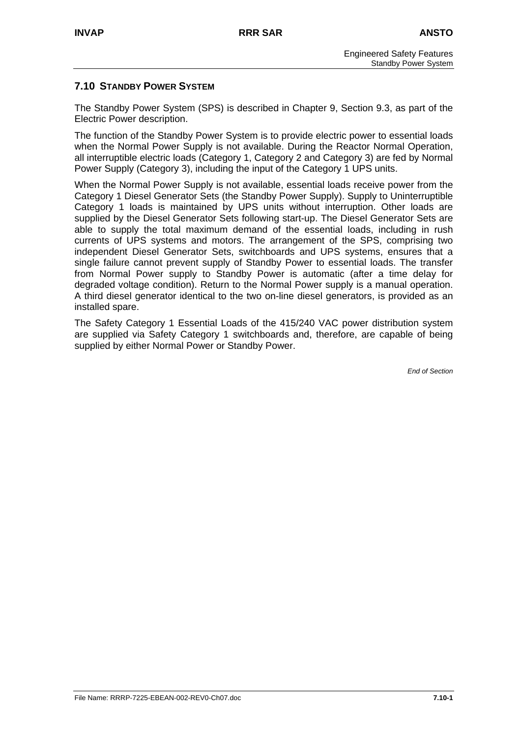## 7.10 STANDBY POWER SYSTEM

The Standby Power System (SPS) is described in Chapter 9, Section 9.3, as part of the Electric Power description.

The function of the Standby Power System is to provide electric power to essential loads when the Normal Power Supply is not available. During the Reactor Normal Operation, all interruptible electric loads (Category 1, Category 2 and Category 3) are fed by Normal Power Supply (Category 3), including the input of the Category 1 UPS units.

When the Normal Power Supply is not available, essential loads receive power from the Category 1 Diesel Generator Sets (the Standby Power Supply). Supply to Uninterruptible Category 1 loads is maintained by UPS units without interruption. Other loads are supplied by the Diesel Generator Sets following start-up. The Diesel Generator Sets are able to supply the total maximum demand of the essential loads, including in rush currents of UPS systems and motors. The arrangement of the SPS, comprising two independent Diesel Generator Sets, switchboards and UPS systems, ensures that a single failure cannot prevent supply of Standby Power to essential loads. The transfer from Normal Power supply to Standby Power is automatic (after a time delay for degraded voltage condition). Return to the Normal Power supply is a manual operation. A third diesel generator identical to the two on-line diesel generators, is provided as an installed spare.

The Safety Category 1 Essential Loads of the 415/240 VAC power distribution system are supplied via Safety Category 1 switchboards and, therefore, are capable of being supplied by either Normal Power or Standby Power.

*End of Section*